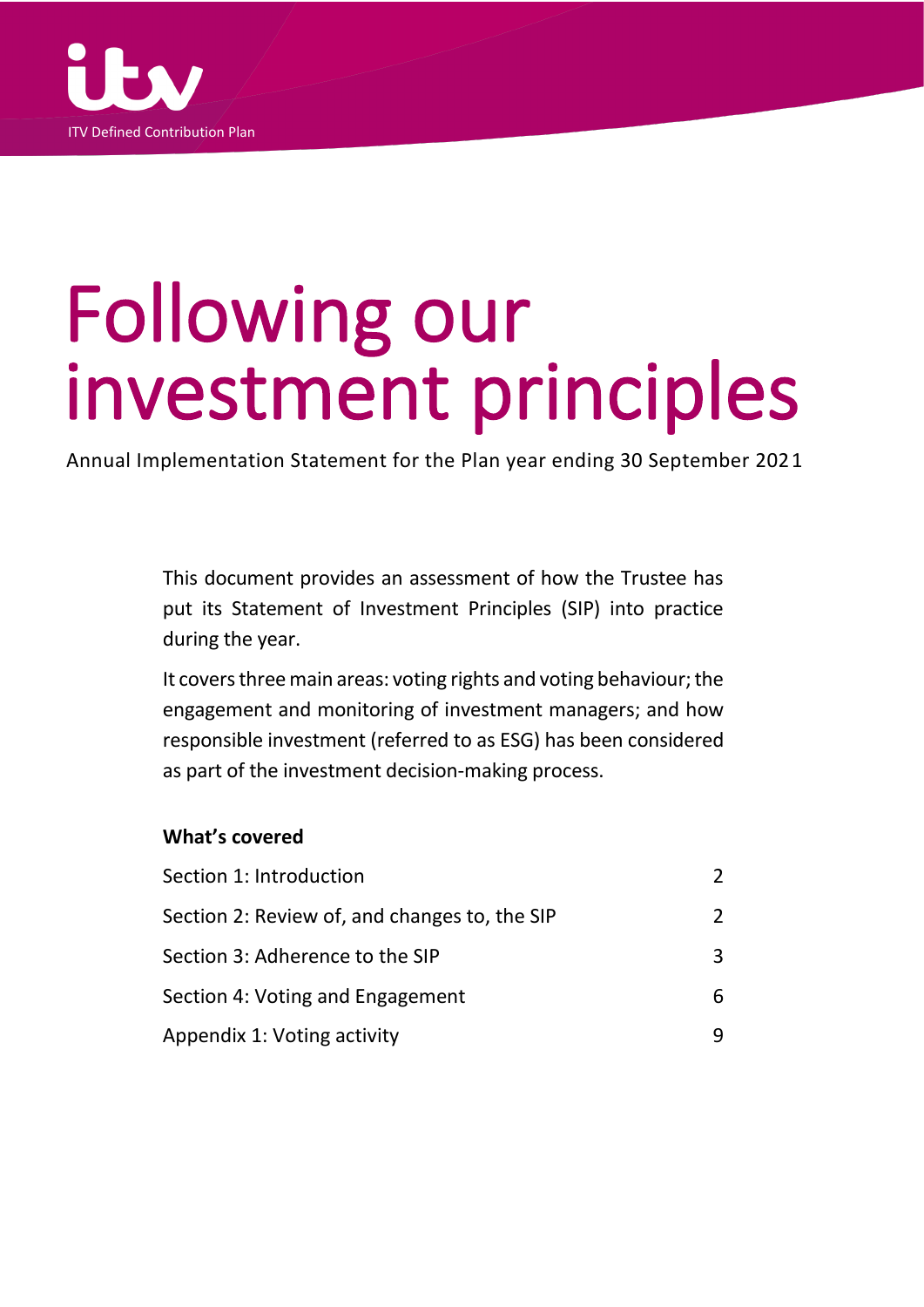ITV Defined Contribution Plan

# Following our investment principles

Annual Implementation Statement for the Plan year ending 30 September 2021

This document provides an assessment of how the Trustee has put its Statement of Investment Principles (SIP) into practice during the year.

It covers three main areas: voting rights and voting behaviour; the engagement and monitoring of investment managers; and how responsible investment (referred to as ESG) has been considered as part of the investment decision-making process.

**What's covered**

| | |
|---|---|
| Section 1: Introduction | 2 |
| Section 2: Review of, and changes to, the SIP | 2 |
| Section 3: Adherence to the SIP | 3 |
| Section 4: Voting and Engagement | 6 |
| Appendix 1: Voting activity | 9 |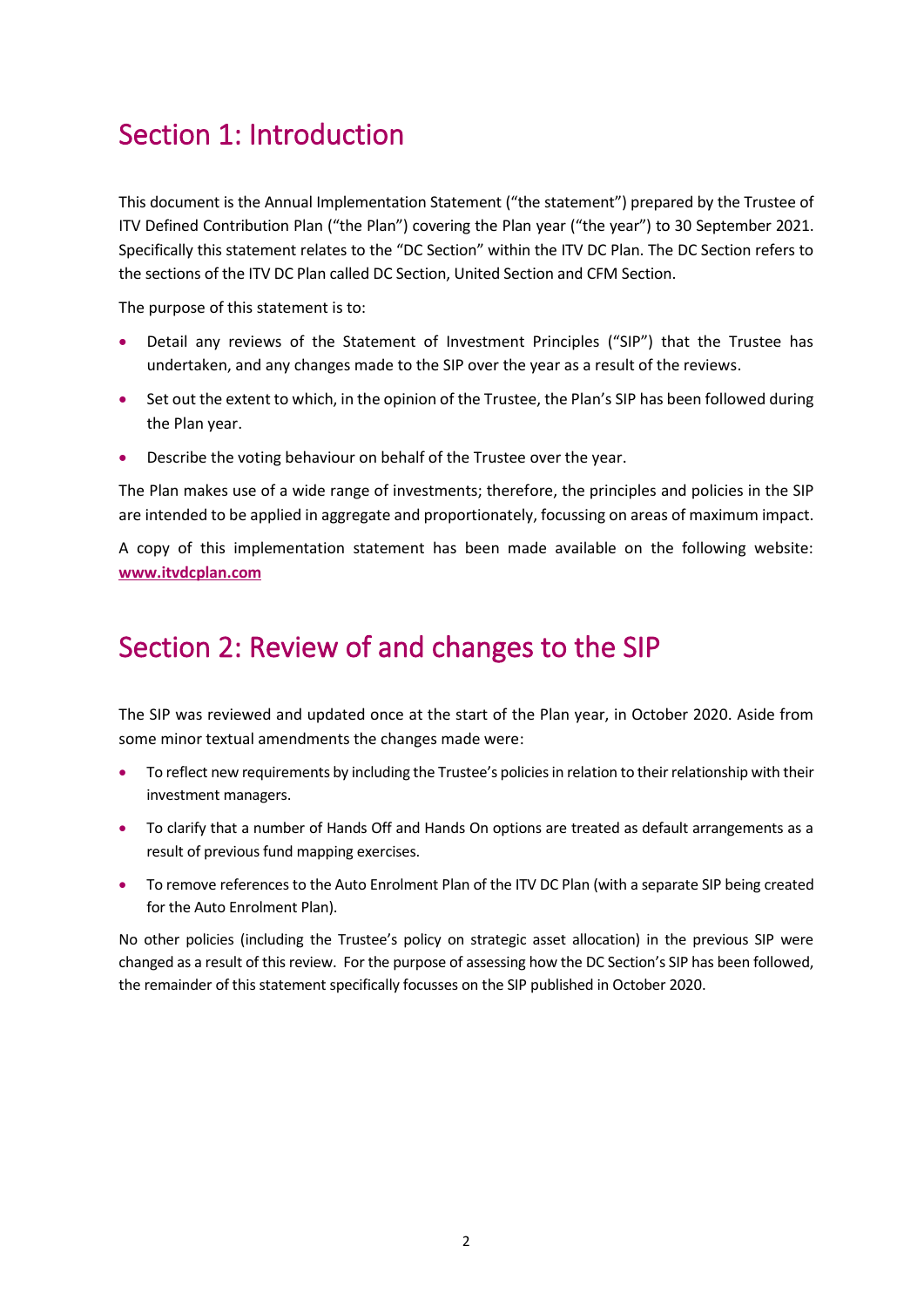## Section 1: Introduction

This document is the Annual Implementation Statement ("the statement") prepared by the Trustee of ITV Defined Contribution Plan ("the Plan") covering the Plan year ("the year") to 30 September 2021. Specifically this statement relates to the "DC Section" within the ITV DC Plan. The DC Section refers to the sections of the ITV DC Plan called DC Section, United Section and CFM Section.

The purpose of this statement is to:

- Detail any reviews of the Statement of Investment Principles ("SIP") that the Trustee has undertaken, and any changes made to the SIP over the year as a result of the reviews.
- Set out the extent to which, in the opinion of the Trustee, the Plan's SIP has been followed during the Plan year.
- Describe the voting behaviour on behalf of the Trustee over the year.

The Plan makes use of a wide range of investments; therefore, the principles and policies in the SIP are intended to be applied in aggregate and proportionately, focussing on areas of maximum impact.

A copy of this implementation statement has been made available on the following website: **www.itvdcplan.com**

## Section 2: Review of and changes to the SIP

The SIP was reviewed and updated once at the start of the Plan year, in October 2020. Aside from some minor textual amendments the changes made were:

- To reflect new requirements by including the Trustee's policies in relation to their relationship with their investment managers.
- To clarify that a number of Hands Off and Hands On options are treated as default arrangements as a result of previous fund mapping exercises.
- To remove references to the Auto Enrolment Plan of the ITV DC Plan (with a separate SIP being created for the Auto Enrolment Plan).

No other policies (including the Trustee's policy on strategic asset allocation) in the previous SIP were changed as a result of this review. For the purpose of assessing how the DC Section's SIP has been followed, the remainder of this statement specifically focusses on the SIP published in October 2020.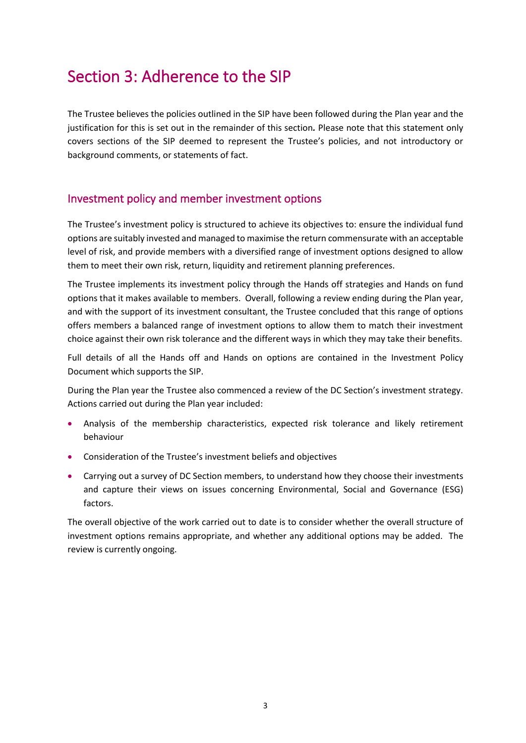# Section 3: Adherence to the SIP

The Trustee believes the policies outlined in the SIP have been followed during the Plan year and the justification for this is set out in the remainder of this section**.** Please note that this statement only covers sections of the SIP deemed to represent the Trustee's policies, and not introductory or background comments, or statements of fact.

## Investment policy and member investment options

The Trustee's investment policy is structured to achieve its objectives to: ensure the individual fund options are suitably invested and managed to maximise the return commensurate with an acceptable level of risk, and provide members with a diversified range of investment options designed to allow them to meet their own risk, return, liquidity and retirement planning preferences.

The Trustee implements its investment policy through the Hands off strategies and Hands on fund options that it makes available to members. Overall, following a review ending during the Plan year, and with the support of its investment consultant, the Trustee concluded that this range of options offers members a balanced range of investment options to allow them to match their investment choice against their own risk tolerance and the different ways in which they may take their benefits.

Full details of all the Hands off and Hands on options are contained in the Investment Policy Document which supports the SIP.

During the Plan year the Trustee also commenced a review of the DC Section's investment strategy. Actions carried out during the Plan year included:

- Analysis of the membership characteristics, expected risk tolerance and likely retirement behaviour
- Consideration of the Trustee's investment beliefs and objectives
- Carrying out a survey of DC Section members, to understand how they choose their investments and capture their views on issues concerning Environmental, Social and Governance (ESG) factors.

The overall objective of the work carried out to date is to consider whether the overall structure of investment options remains appropriate, and whether any additional options may be added. The review is currently ongoing.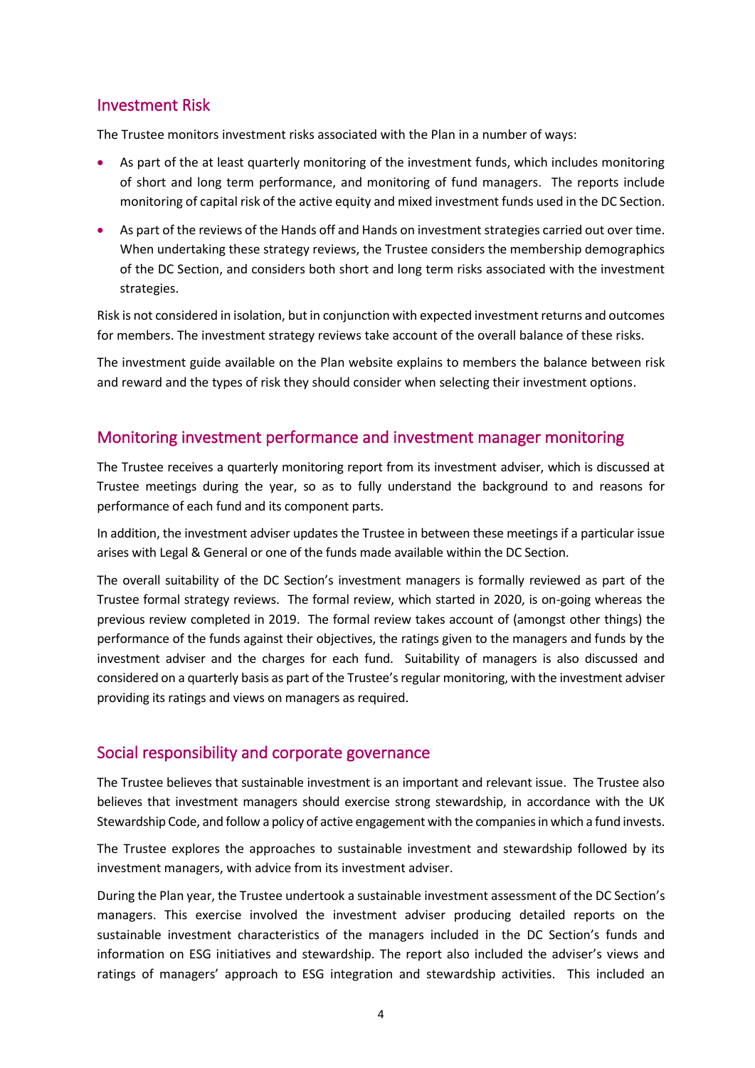## Investment Risk

The Trustee monitors investment risks associated with the Plan in a number of ways:

- As part of the at least quarterly monitoring of the investment funds, which includes monitoring of short and long term performance, and monitoring of fund managers. The reports include monitoring of capital risk of the active equity and mixed investment funds used in the DC Section.
- As part of the reviews of the Hands off and Hands on investment strategies carried out over time. When undertaking these strategy reviews, the Trustee considers the membership demographics of the DC Section, and considers both short and long term risks associated with the investment strategies.

Risk is not considered in isolation, but in conjunction with expected investment returns and outcomes for members. The investment strategy reviews take account of the overall balance of these risks.

The investment guide available on the Plan website explains to members the balance between risk and reward and the types of risk they should consider when selecting their investment options.

## Monitoring investment performance and investment manager monitoring

The Trustee receives a quarterly monitoring report from its investment adviser, which is discussed at Trustee meetings during the year, so as to fully understand the background to and reasons for performance of each fund and its component parts.

In addition, the investment adviser updates the Trustee in between these meetings if a particular issue arises with Legal & General or one of the funds made available within the DC Section.

The overall suitability of the DC Section's investment managers is formally reviewed as part of the Trustee formal strategy reviews. The formal review, which started in 2020, is on-going whereas the previous review completed in 2019. The formal review takes account of (amongst other things) the performance of the funds against their objectives, the ratings given to the managers and funds by the investment adviser and the charges for each fund. Suitability of managers is also discussed and considered on a quarterly basis as part of the Trustee's regular monitoring, with the investment adviser providing its ratings and views on managers as required.

## Social responsibility and corporate governance

The Trustee believes that sustainable investment is an important and relevant issue. The Trustee also believes that investment managers should exercise strong stewardship, in accordance with the UK Stewardship Code, and follow a policy of active engagement with the companies in which a fund invests.

The Trustee explores the approaches to sustainable investment and stewardship followed by its investment managers, with advice from its investment adviser.

During the Plan year, the Trustee undertook a sustainable investment assessment of the DC Section's managers. This exercise involved the investment adviser producing detailed reports on the sustainable investment characteristics of the managers included in the DC Section's funds and information on ESG initiatives and stewardship. The report also included the adviser's views and ratings of managers' approach to ESG integration and stewardship activities. This included an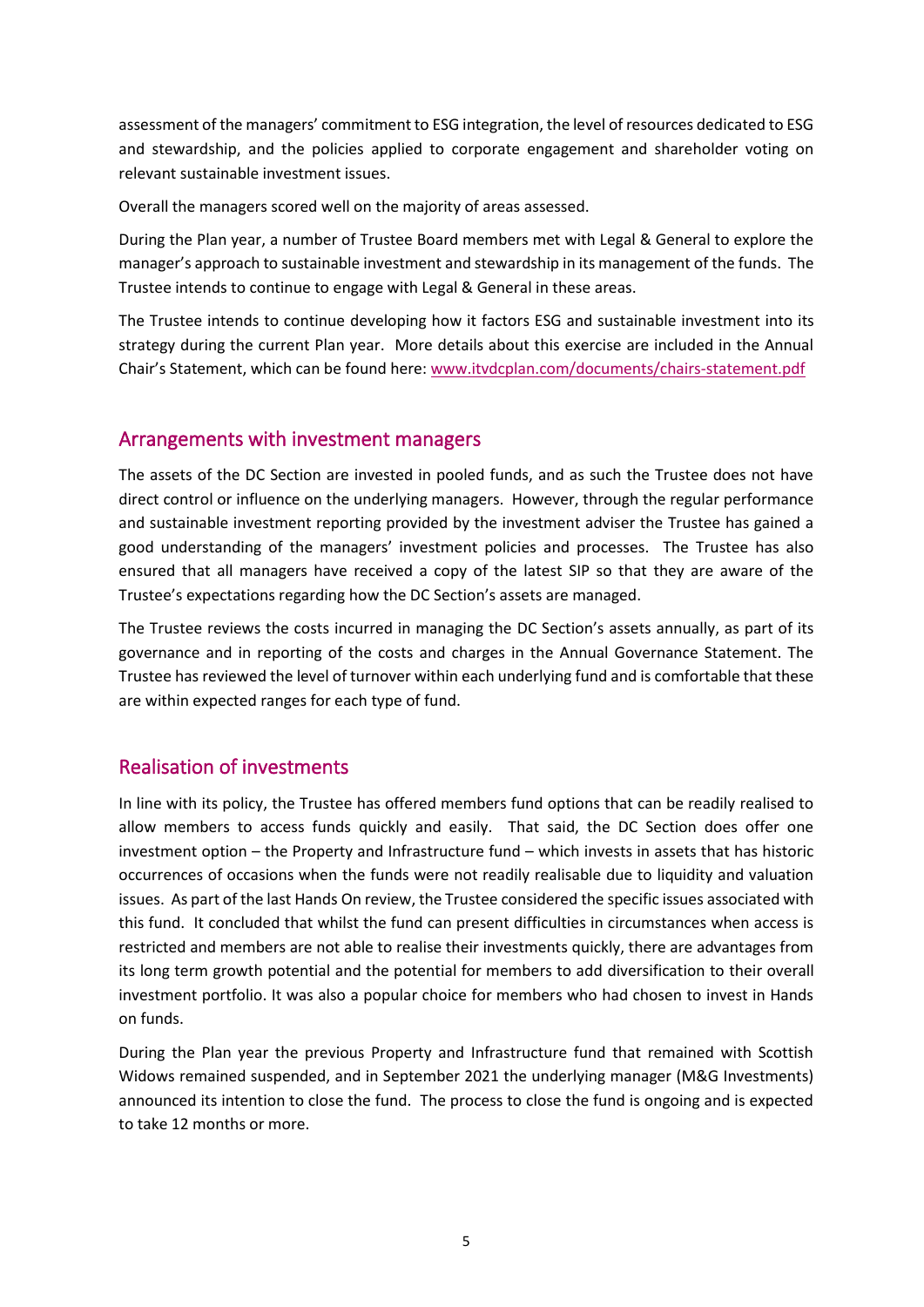assessment of the managers' commitment to ESG integration, the level of resources dedicated to ESG and stewardship, and the policies applied to corporate engagement and shareholder voting on relevant sustainable investment issues.

Overall the managers scored well on the majority of areas assessed.

During the Plan year, a number of Trustee Board members met with Legal & General to explore the manager's approach to sustainable investment and stewardship in its management of the funds. The Trustee intends to continue to engage with Legal & General in these areas.

The Trustee intends to continue developing how it factors ESG and sustainable investment into its strategy during the current Plan year. More details about this exercise are included in the Annual Chair's Statement, which can be found here: [www.itvdcplan.com/documents/chairs-statement.pdf](www.itvdcplan.com/documents/chairs-statement.pdf)

## Arrangements with investment managers

The assets of the DC Section are invested in pooled funds, and as such the Trustee does not have direct control or influence on the underlying managers. However, through the regular performance and sustainable investment reporting provided by the investment adviser the Trustee has gained a good understanding of the managers' investment policies and processes. The Trustee has also ensured that all managers have received a copy of the latest SIP so that they are aware of the Trustee's expectations regarding how the DC Section's assets are managed.

The Trustee reviews the costs incurred in managing the DC Section's assets annually, as part of its governance and in reporting of the costs and charges in the Annual Governance Statement. The Trustee has reviewed the level of turnover within each underlying fund and is comfortable that these are within expected ranges for each type of fund.

## Realisation of investments

In line with its policy, the Trustee has offered members fund options that can be readily realised to allow members to access funds quickly and easily. That said, the DC Section does offer one investment option – the Property and Infrastructure fund – which invests in assets that has historic occurrences of occasions when the funds were not readily realisable due to liquidity and valuation issues. As part of the last Hands On review, the Trustee considered the specific issues associated with this fund. It concluded that whilst the fund can present difficulties in circumstances when access is restricted and members are not able to realise their investments quickly, there are advantages from its long term growth potential and the potential for members to add diversification to their overall investment portfolio. It was also a popular choice for members who had chosen to invest in Hands on funds.

During the Plan year the previous Property and Infrastructure fund that remained with Scottish Widows remained suspended, and in September 2021 the underlying manager (M&G Investments) announced its intention to close the fund. The process to close the fund is ongoing and is expected to take 12 months or more.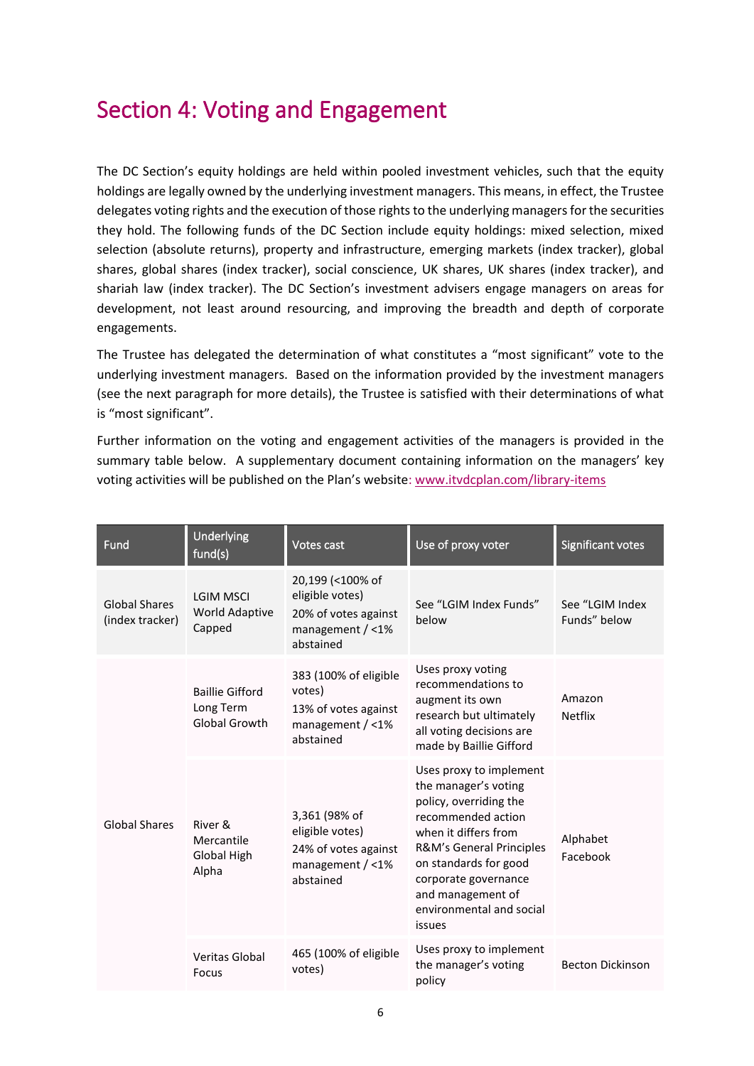# Section 4: Voting and Engagement

The DC Section's equity holdings are held within pooled investment vehicles, such that the equity holdings are legally owned by the underlying investment managers. This means, in effect, the Trustee delegates voting rights and the execution of those rights to the underlying managers for the securities they hold. The following funds of the DC Section include equity holdings: mixed selection, mixed selection (absolute returns), property and infrastructure, emerging markets (index tracker), global shares, global shares (index tracker), social conscience, UK shares, UK shares (index tracker), and shariah law (index tracker). The DC Section's investment advisers engage managers on areas for development, not least around resourcing, and improving the breadth and depth of corporate engagements.

The Trustee has delegated the determination of what constitutes a "most significant" vote to the underlying investment managers. Based on the information provided by the investment managers (see the next paragraph for more details), the Trustee is satisfied with their determinations of what is "most significant".

Further information on the voting and engagement activities of the managers is provided in the summary table below. A supplementary document containing information on the managers' key voting activities will be published on the Plan's website: www.itvdcplan.com/library-items

| Fund | Underlying fund(s) | Votes cast | Use of proxy voter | Significant votes |
|---|---|---|---|---|
| Global Shares (index tracker) | LGIM MSCI World Adaptive Capped | 20,199 (<100% of eligible votes)<br>20% of votes against management / <1% abstained | See "LGIM Index Funds" below | See "LGIM Index Funds" below |
| Global Shares | Baillie Gifford Long Term Global Growth | 383 (100% of eligible votes)<br>13% of votes against management / <1% abstained | Uses proxy voting recommendations to augment its own research but ultimately all voting decisions are made by Baillie Gifford | Amazon<br>Netflix |
| | River & Mercantile Global High Alpha | 3,361 (98% of eligible votes)<br>24% of votes against management / <1% abstained | Uses proxy to implement the manager's voting policy, overriding the recommended action when it differs from R&M's General Principles on standards for good corporate governance and management of environmental and social issues | Alphabet<br>Facebook |
| | Veritas Global Focus | 465 (100% of eligible votes) | Uses proxy to implement the manager's voting policy | Becton Dickinson |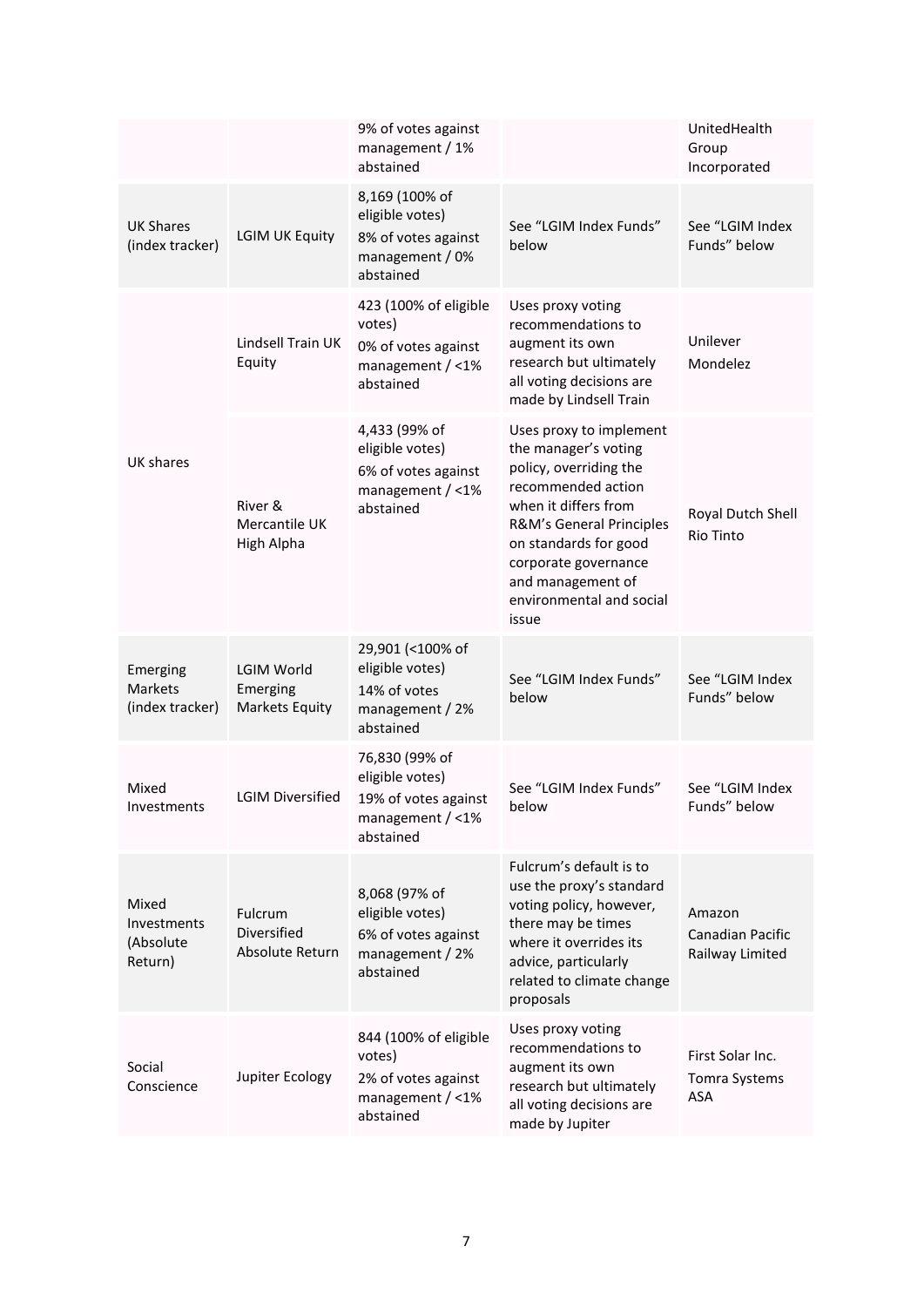| | | | | |
|---|---|---|---|---|
| | | 9% of votes against management / 1% abstained | | UnitedHealth Group Incorporated |
| UK Shares (index tracker) | LGIM UK Equity | 8,169 (100% of eligible votes) 8% of votes against management / 0% abstained | See "LGIM Index Funds" below | See "LGIM Index Funds" below |
| UK shares | Lindsell Train UK Equity | 423 (100% of eligible votes) 0% of votes against management / <1% abstained | Uses proxy voting recommendations to augment its own research but ultimately all voting decisions are made by Lindsell Train | Unilever Mondelez |
| | River & Mercantile UK High Alpha | 4,433 (99% of eligible votes) 6% of votes against management / <1% abstained | Uses proxy to implement the manager's voting policy, overriding the recommended action when it differs from R&M's General Principles on standards for good corporate governance and management of environmental and social issue | Royal Dutch Shell Rio Tinto |
| Emerging Markets (index tracker) | LGIM World Emerging Markets Equity | 29,901 (<100% of eligible votes) 14% of votes management / 2% abstained | See "LGIM Index Funds" below | See "LGIM Index Funds" below |
| Mixed Investments | LGIM Diversified | 76,830 (99% of eligible votes) 19% of votes against management / <1% abstained | See "LGIM Index Funds" below | See "LGIM Index Funds" below |
| Mixed Investments (Absolute Return) | Fulcrum Diversified Absolute Return | 8,068 (97% of eligible votes) 6% of votes against management / 2% abstained | Fulcrum's default is to use the proxy's standard voting policy, however, there may be times where it overrides its advice, particularly related to climate change proposals | Amazon Canadian Pacific Railway Limited |
| Social Conscience | Jupiter Ecology | 844 (100% of eligible votes) 2% of votes against management / <1% abstained | Uses proxy voting recommendations to augment its own research but ultimately all voting decisions are made by Jupiter | First Solar Inc. Tomra Systems ASA |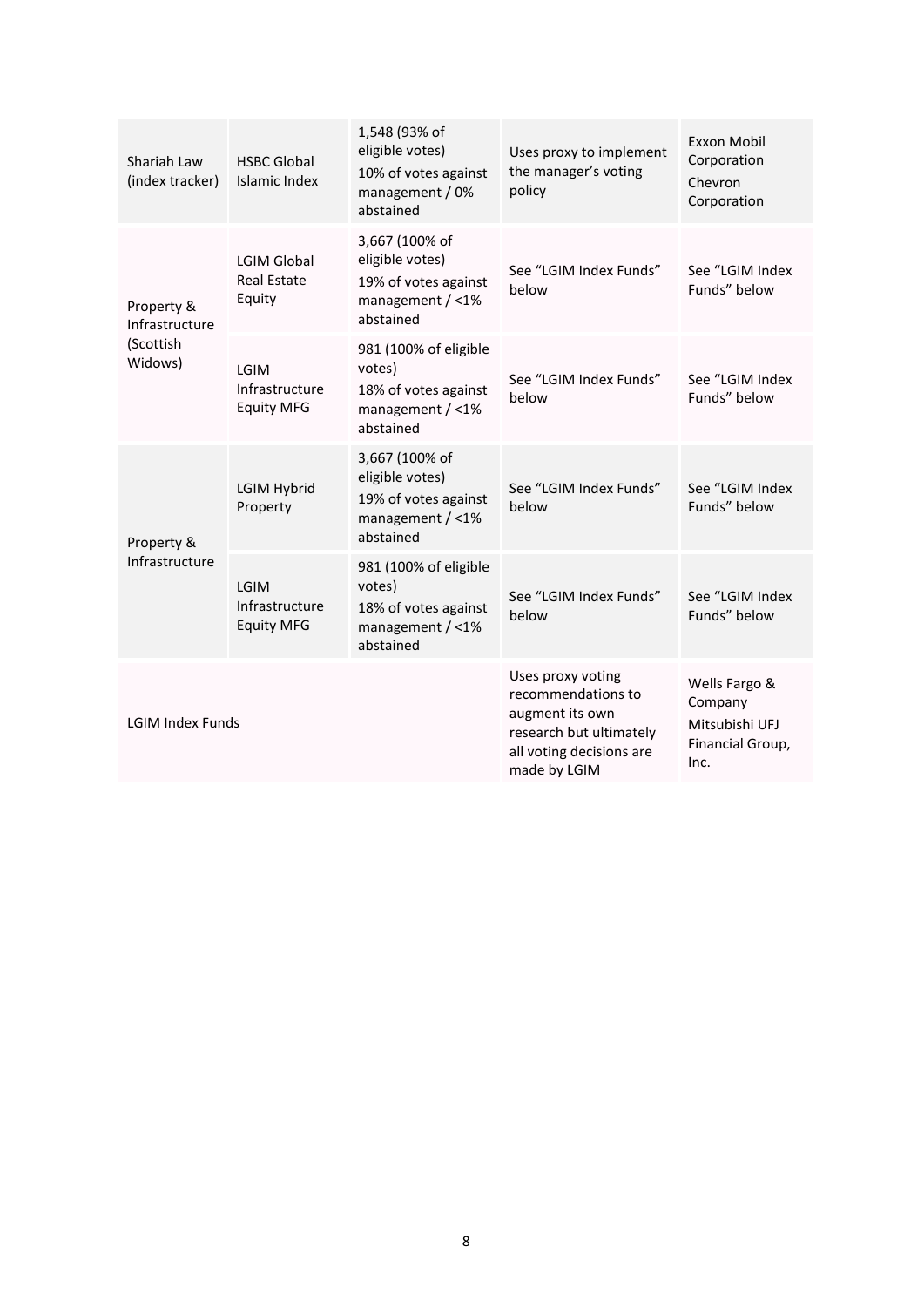| | | | | |
|---|---|---|---|---|
| Shariah Law (index tracker) | HSBC Global Islamic Index | 1,548 (93% of eligible votes) 10% of votes against management / 0% abstained | Uses proxy to implement the manager's voting policy | Exxon Mobil Corporation Chevron Corporation |
| Property & Infrastructure (Scottish Widows) | LGIM Global Real Estate Equity | 3,667 (100% of eligible votes) 19% of votes against management / <1% abstained | See "LGIM Index Funds" below | See "LGIM Index Funds" below |
| | LGIM Infrastructure Equity MFG | 981 (100% of eligible votes) 18% of votes against management / <1% abstained | See "LGIM Index Funds" below | See "LGIM Index Funds" below |
| Property & Infrastructure | LGIM Hybrid Property | 3,667 (100% of eligible votes) 19% of votes against management / <1% abstained | See "LGIM Index Funds" below | See "LGIM Index Funds" below |
| | LGIM Infrastructure Equity MFG | 981 (100% of eligible votes) 18% of votes against management / <1% abstained | See "LGIM Index Funds" below | See "LGIM Index Funds" below |
| LGIM Index Funds | | | Uses proxy voting recommendations to augment its own research but ultimately all voting decisions are made by LGIM | Wells Fargo & Company Mitsubishi UFJ Financial Group, Inc. |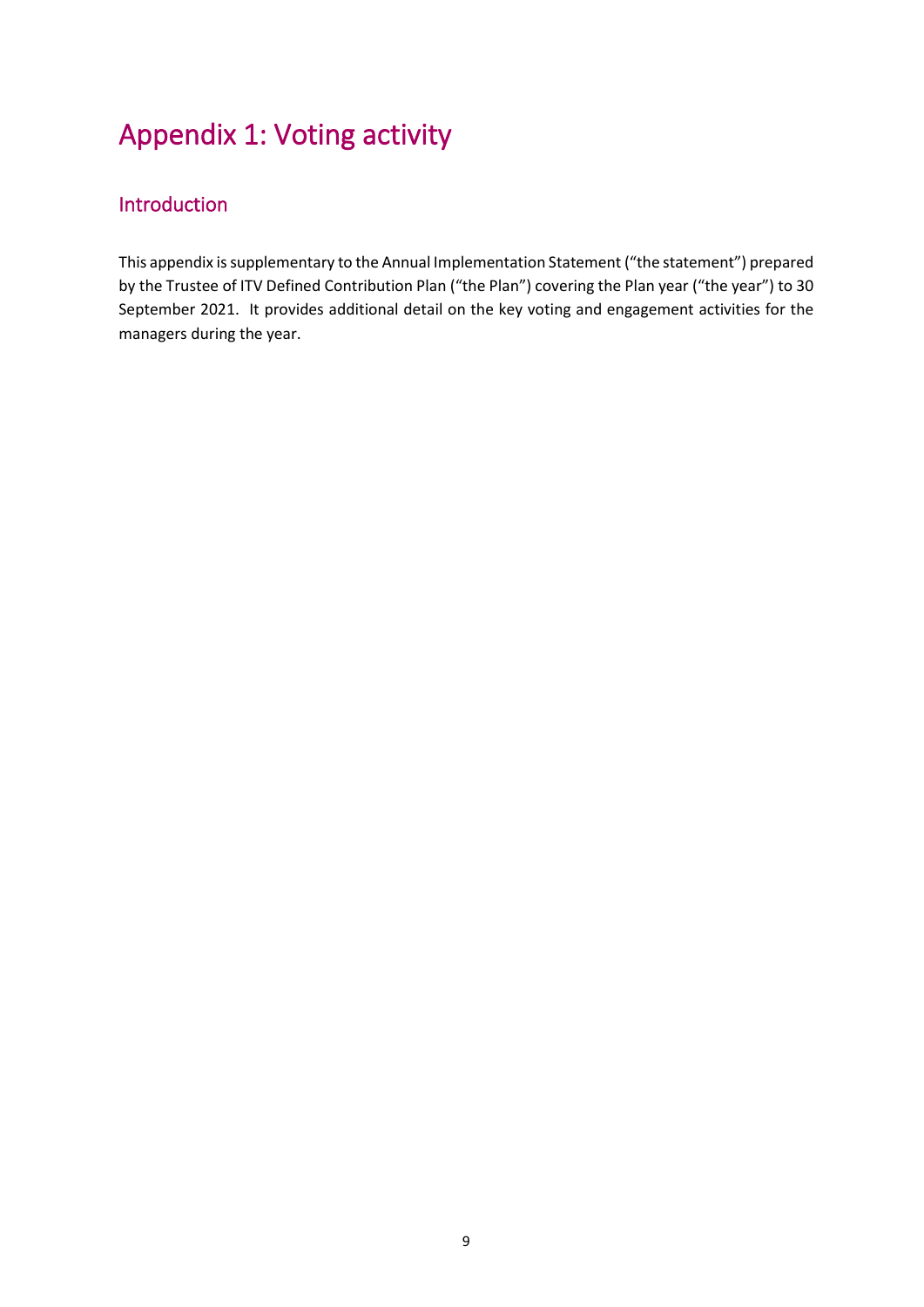# Appendix 1: Voting activity

## Introduction

This appendix is supplementary to the Annual Implementation Statement ("the statement") prepared by the Trustee of ITV Defined Contribution Plan ("the Plan") covering the Plan year ("the year") to 30 September 2021. It provides additional detail on the key voting and engagement activities for the managers during the year.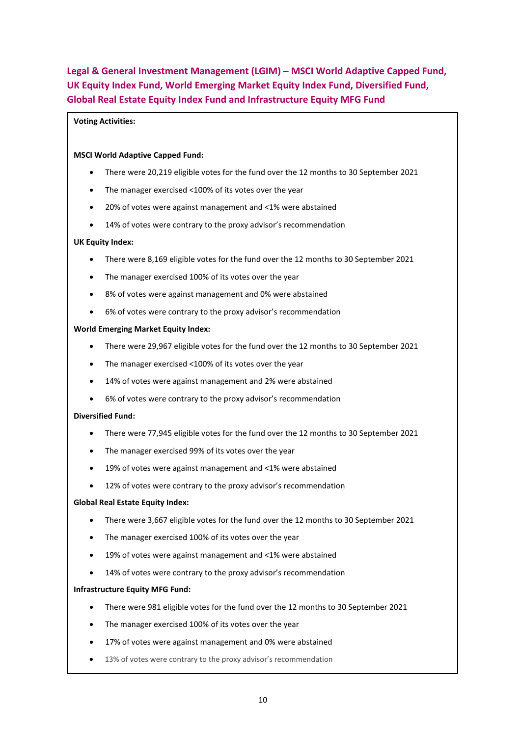## Legal & General Investment Management (LGIM) – MSCI World Adaptive Capped Fund, UK Equity Index Fund, World Emerging Market Equity Index Fund, Diversified Fund, Global Real Estate Equity Index Fund and Infrastructure Equity MFG Fund

**Voting Activities:**

**MSCI World Adaptive Capped Fund:**

- There were 20,219 eligible votes for the fund over the 12 months to 30 September 2021
- The manager exercised <100% of its votes over the year
- 20% of votes were against management and <1% were abstained
- 14% of votes were contrary to the proxy advisor's recommendation

**UK Equity Index:**

- There were 8,169 eligible votes for the fund over the 12 months to 30 September 2021
- The manager exercised 100% of its votes over the year
- 8% of votes were against management and 0% were abstained
- 6% of votes were contrary to the proxy advisor's recommendation

**World Emerging Market Equity Index:**

- There were 29,967 eligible votes for the fund over the 12 months to 30 September 2021
- The manager exercised <100% of its votes over the year
- 14% of votes were against management and 2% were abstained
- 6% of votes were contrary to the proxy advisor's recommendation

**Diversified Fund:**

- There were 77,945 eligible votes for the fund over the 12 months to 30 September 2021
- The manager exercised 99% of its votes over the year
- 19% of votes were against management and <1% were abstained
- 12% of votes were contrary to the proxy advisor's recommendation

**Global Real Estate Equity Index:**

- There were 3,667 eligible votes for the fund over the 12 months to 30 September 2021
- The manager exercised 100% of its votes over the year
- 19% of votes were against management and <1% were abstained
- 14% of votes were contrary to the proxy advisor's recommendation

**Infrastructure Equity MFG Fund:**

- There were 981 eligible votes for the fund over the 12 months to 30 September 2021
- The manager exercised 100% of its votes over the year
- 17% of votes were against management and 0% were abstained
- 13% of votes were contrary to the proxy advisor's recommendation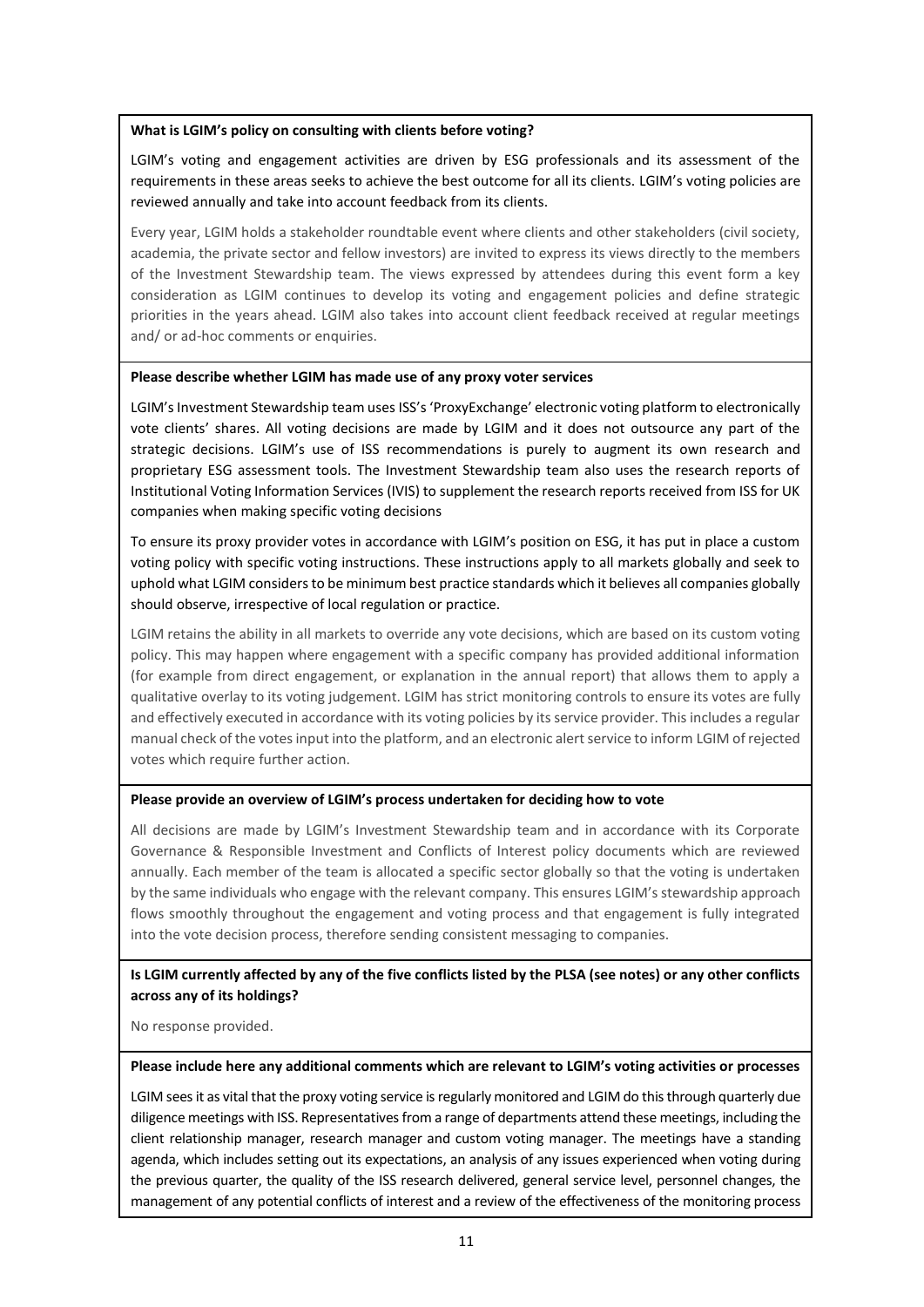**What is LGIM's policy on consulting with clients before voting?**

LGIM's voting and engagement activities are driven by ESG professionals and its assessment of the requirements in these areas seeks to achieve the best outcome for all its clients. LGIM's voting policies are reviewed annually and take into account feedback from its clients.

Every year, LGIM holds a stakeholder roundtable event where clients and other stakeholders (civil society, academia, the private sector and fellow investors) are invited to express its views directly to the members of the Investment Stewardship team. The views expressed by attendees during this event form a key consideration as LGIM continues to develop its voting and engagement policies and define strategic priorities in the years ahead. LGIM also takes into account client feedback received at regular meetings and/ or ad-hoc comments or enquiries.

**Please describe whether LGIM has made use of any proxy voter services**

LGIM's Investment Stewardship team uses ISS's 'ProxyExchange' electronic voting platform to electronically vote clients' shares. All voting decisions are made by LGIM and it does not outsource any part of the strategic decisions. LGIM's use of ISS recommendations is purely to augment its own research and proprietary ESG assessment tools. The Investment Stewardship team also uses the research reports of Institutional Voting Information Services (IVIS) to supplement the research reports received from ISS for UK companies when making specific voting decisions

To ensure its proxy provider votes in accordance with LGIM's position on ESG, it has put in place a custom voting policy with specific voting instructions. These instructions apply to all markets globally and seek to uphold what LGIM considers to be minimum best practice standards which it believes all companies globally should observe, irrespective of local regulation or practice.

LGIM retains the ability in all markets to override any vote decisions, which are based on its custom voting policy. This may happen where engagement with a specific company has provided additional information (for example from direct engagement, or explanation in the annual report) that allows them to apply a qualitative overlay to its voting judgement. LGIM has strict monitoring controls to ensure its votes are fully and effectively executed in accordance with its voting policies by its service provider. This includes a regular manual check of the votes input into the platform, and an electronic alert service to inform LGIM of rejected votes which require further action.

**Please provide an overview of LGIM's process undertaken for deciding how to vote**

All decisions are made by LGIM's Investment Stewardship team and in accordance with its Corporate Governance & Responsible Investment and Conflicts of Interest policy documents which are reviewed annually. Each member of the team is allocated a specific sector globally so that the voting is undertaken by the same individuals who engage with the relevant company. This ensures LGIM's stewardship approach flows smoothly throughout the engagement and voting process and that engagement is fully integrated into the vote decision process, therefore sending consistent messaging to companies.

**Is LGIM currently affected by any of the five conflicts listed by the PLSA (see notes) or any other conflicts across any of its holdings?**

No response provided.

**Please include here any additional comments which are relevant to LGIM's voting activities or processes**

LGIM sees it as vital that the proxy voting service is regularly monitored and LGIM do this through quarterly due diligence meetings with ISS. Representatives from a range of departments attend these meetings, including the client relationship manager, research manager and custom voting manager. The meetings have a standing agenda, which includes setting out its expectations, an analysis of any issues experienced when voting during the previous quarter, the quality of the ISS research delivered, general service level, personnel changes, the management of any potential conflicts of interest and a review of the effectiveness of the monitoring process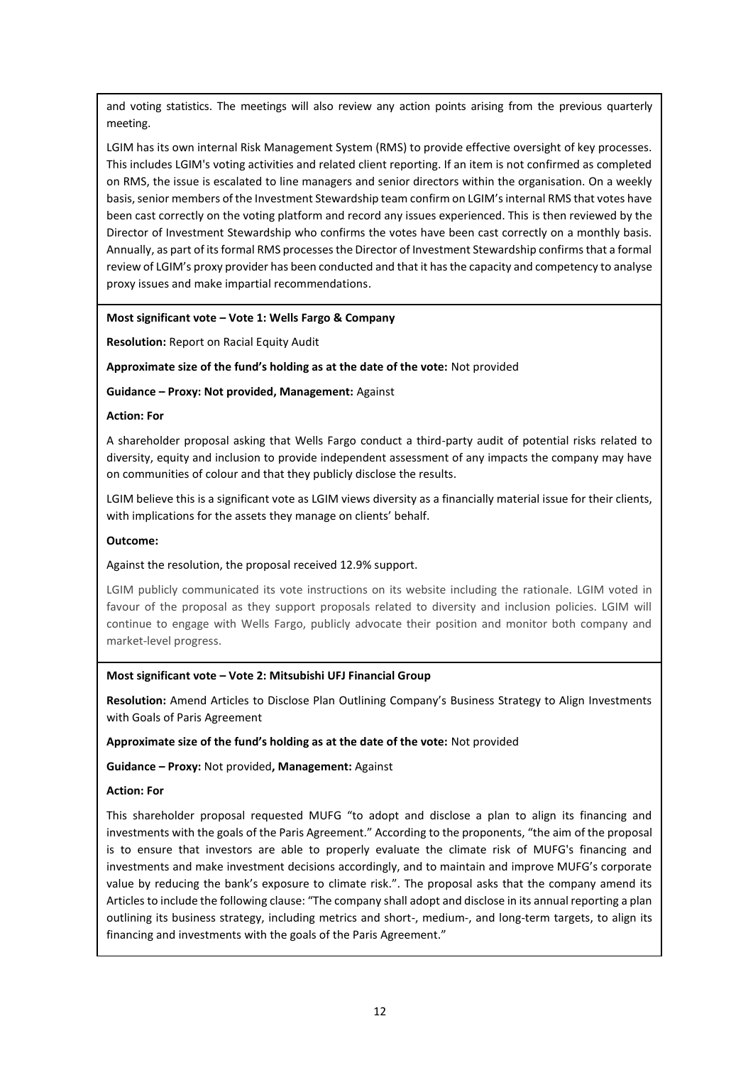and voting statistics. The meetings will also review any action points arising from the previous quarterly meeting.

LGIM has its own internal Risk Management System (RMS) to provide effective oversight of key processes. This includes LGIM's voting activities and related client reporting. If an item is not confirmed as completed on RMS, the issue is escalated to line managers and senior directors within the organisation. On a weekly basis, senior members of the Investment Stewardship team confirm on LGIM's internal RMS that votes have been cast correctly on the voting platform and record any issues experienced. This is then reviewed by the Director of Investment Stewardship who confirms the votes have been cast correctly on a monthly basis. Annually, as part of its formal RMS processes the Director of Investment Stewardship confirms that a formal review of LGIM's proxy provider has been conducted and that it has the capacity and competency to analyse proxy issues and make impartial recommendations.

**Most significant vote – Vote 1: Wells Fargo & Company**

**Resolution:** Report on Racial Equity Audit

**Approximate size of the fund's holding as at the date of the vote:** Not provided

**Guidance – Proxy: Not provided, Management:** Against

**Action: For**

A shareholder proposal asking that Wells Fargo conduct a third-party audit of potential risks related to diversity, equity and inclusion to provide independent assessment of any impacts the company may have on communities of colour and that they publicly disclose the results.

LGIM believe this is a significant vote as LGIM views diversity as a financially material issue for their clients, with implications for the assets they manage on clients' behalf.

**Outcome:**

Against the resolution, the proposal received 12.9% support.

LGIM publicly communicated its vote instructions on its website including the rationale. LGIM voted in favour of the proposal as they support proposals related to diversity and inclusion policies. LGIM will continue to engage with Wells Fargo, publicly advocate their position and monitor both company and market-level progress.

**Most significant vote – Vote 2: Mitsubishi UFJ Financial Group**

**Resolution:** Amend Articles to Disclose Plan Outlining Company's Business Strategy to Align Investments with Goals of Paris Agreement

**Approximate size of the fund's holding as at the date of the vote:** Not provided

**Guidance – Proxy:** Not provided**, Management:** Against

**Action: For**

This shareholder proposal requested MUFG "to adopt and disclose a plan to align its financing and investments with the goals of the Paris Agreement." According to the proponents, "the aim of the proposal is to ensure that investors are able to properly evaluate the climate risk of MUFG's financing and investments and make investment decisions accordingly, and to maintain and improve MUFG's corporate value by reducing the bank's exposure to climate risk.". The proposal asks that the company amend its Articles to include the following clause: "The company shall adopt and disclose in its annual reporting a plan outlining its business strategy, including metrics and short-, medium-, and long-term targets, to align its financing and investments with the goals of the Paris Agreement."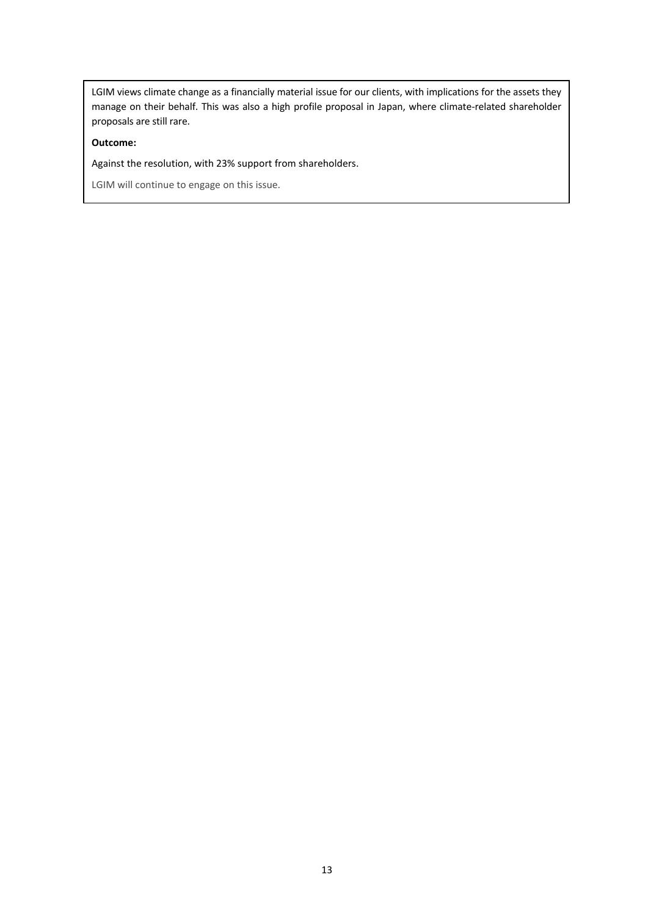LGIM views climate change as a financially material issue for our clients, with implications for the assets they manage on their behalf. This was also a high profile proposal in Japan, where climate-related shareholder proposals are still rare.

**Outcome:**

Against the resolution, with 23% support from shareholders.

LGIM will continue to engage on this issue.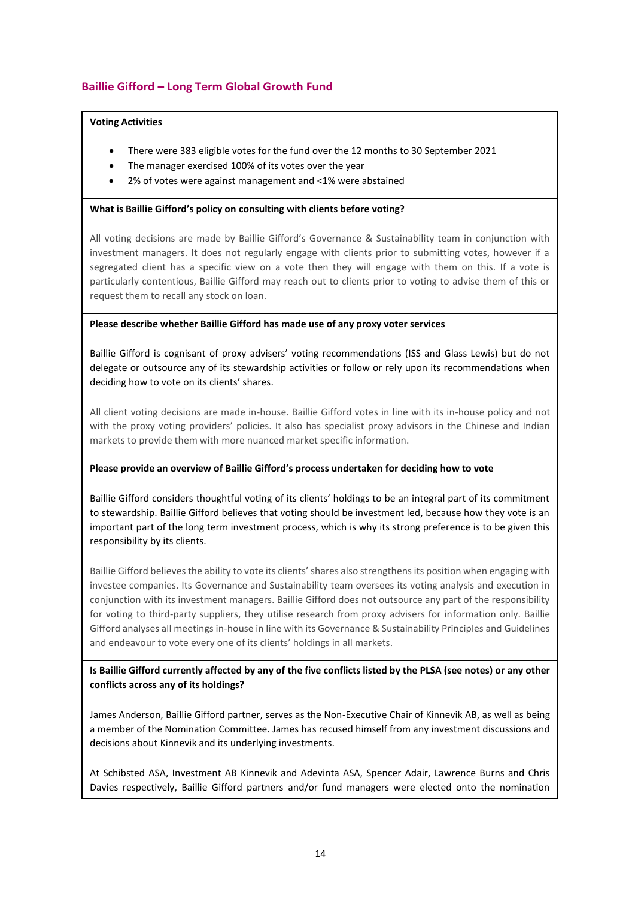## Baillie Gifford – Long Term Global Growth Fund

**Voting Activities**

- There were 383 eligible votes for the fund over the 12 months to 30 September 2021
- The manager exercised 100% of its votes over the year
- 2% of votes were against management and <1% were abstained

**What is Baillie Gifford's policy on consulting with clients before voting?**

All voting decisions are made by Baillie Gifford's Governance & Sustainability team in conjunction with investment managers. It does not regularly engage with clients prior to submitting votes, however if a segregated client has a specific view on a vote then they will engage with them on this. If a vote is particularly contentious, Baillie Gifford may reach out to clients prior to voting to advise them of this or request them to recall any stock on loan.

**Please describe whether Baillie Gifford has made use of any proxy voter services**

Baillie Gifford is cognisant of proxy advisers' voting recommendations (ISS and Glass Lewis) but do not delegate or outsource any of its stewardship activities or follow or rely upon its recommendations when deciding how to vote on its clients' shares.

All client voting decisions are made in-house. Baillie Gifford votes in line with its in-house policy and not with the proxy voting providers' policies. It also has specialist proxy advisors in the Chinese and Indian markets to provide them with more nuanced market specific information.

**Please provide an overview of Baillie Gifford's process undertaken for deciding how to vote**

Baillie Gifford considers thoughtful voting of its clients' holdings to be an integral part of its commitment to stewardship. Baillie Gifford believes that voting should be investment led, because how they vote is an important part of the long term investment process, which is why its strong preference is to be given this responsibility by its clients.

Baillie Gifford believes the ability to vote its clients' shares also strengthens its position when engaging with investee companies. Its Governance and Sustainability team oversees its voting analysis and execution in conjunction with its investment managers. Baillie Gifford does not outsource any part of the responsibility for voting to third-party suppliers, they utilise research from proxy advisers for information only. Baillie Gifford analyses all meetings in-house in line with its Governance & Sustainability Principles and Guidelines and endeavour to vote every one of its clients' holdings in all markets.

**Is Baillie Gifford currently affected by any of the five conflicts listed by the PLSA (see notes) or any other conflicts across any of its holdings?**

James Anderson, Baillie Gifford partner, serves as the Non-Executive Chair of Kinnevik AB, as well as being a member of the Nomination Committee. James has recused himself from any investment discussions and decisions about Kinnevik and its underlying investments.

At Schibsted ASA, Investment AB Kinnevik and Adevinta ASA, Spencer Adair, Lawrence Burns and Chris Davies respectively, Baillie Gifford partners and/or fund managers were elected onto the nomination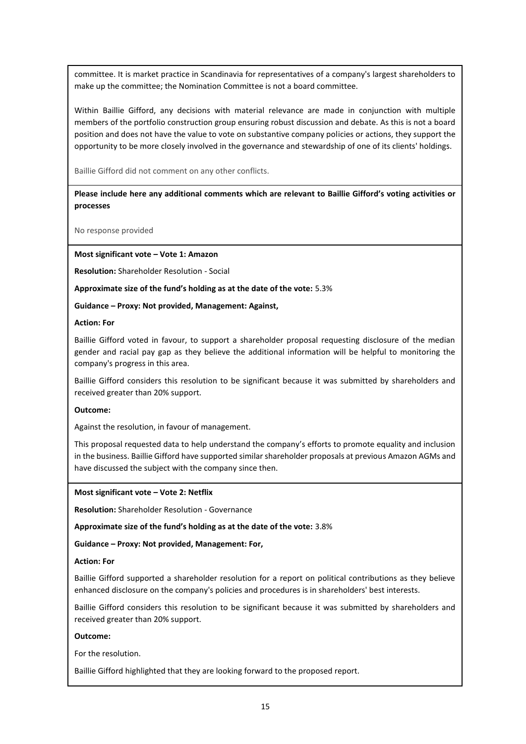committee. It is market practice in Scandinavia for representatives of a company's largest shareholders to make up the committee; the Nomination Committee is not a board committee.

Within Baillie Gifford, any decisions with material relevance are made in conjunction with multiple members of the portfolio construction group ensuring robust discussion and debate. As this is not a board position and does not have the value to vote on substantive company policies or actions, they support the opportunity to be more closely involved in the governance and stewardship of one of its clients' holdings.

Baillie Gifford did not comment on any other conflicts.

**Please include here any additional comments which are relevant to Baillie Gifford's voting activities or processes**

No response provided

**Most significant vote – Vote 1: Amazon**

**Resolution:** Shareholder Resolution - Social

**Approximate size of the fund's holding as at the date of the vote:** 5.3%

**Guidance – Proxy: Not provided, Management: Against,**

**Action: For**

Baillie Gifford voted in favour, to support a shareholder proposal requesting disclosure of the median gender and racial pay gap as they believe the additional information will be helpful to monitoring the company's progress in this area.

Baillie Gifford considers this resolution to be significant because it was submitted by shareholders and received greater than 20% support.

**Outcome:**

Against the resolution, in favour of management.

This proposal requested data to help understand the company's efforts to promote equality and inclusion in the business. Baillie Gifford have supported similar shareholder proposals at previous Amazon AGMs and have discussed the subject with the company since then.

**Most significant vote – Vote 2: Netflix**

**Resolution:** Shareholder Resolution - Governance

**Approximate size of the fund's holding as at the date of the vote:** 3.8%

**Guidance – Proxy: Not provided, Management: For,**

**Action: For**

Baillie Gifford supported a shareholder resolution for a report on political contributions as they believe enhanced disclosure on the company's policies and procedures is in shareholders' best interests.

Baillie Gifford considers this resolution to be significant because it was submitted by shareholders and received greater than 20% support.

**Outcome:**

For the resolution.

Baillie Gifford highlighted that they are looking forward to the proposed report.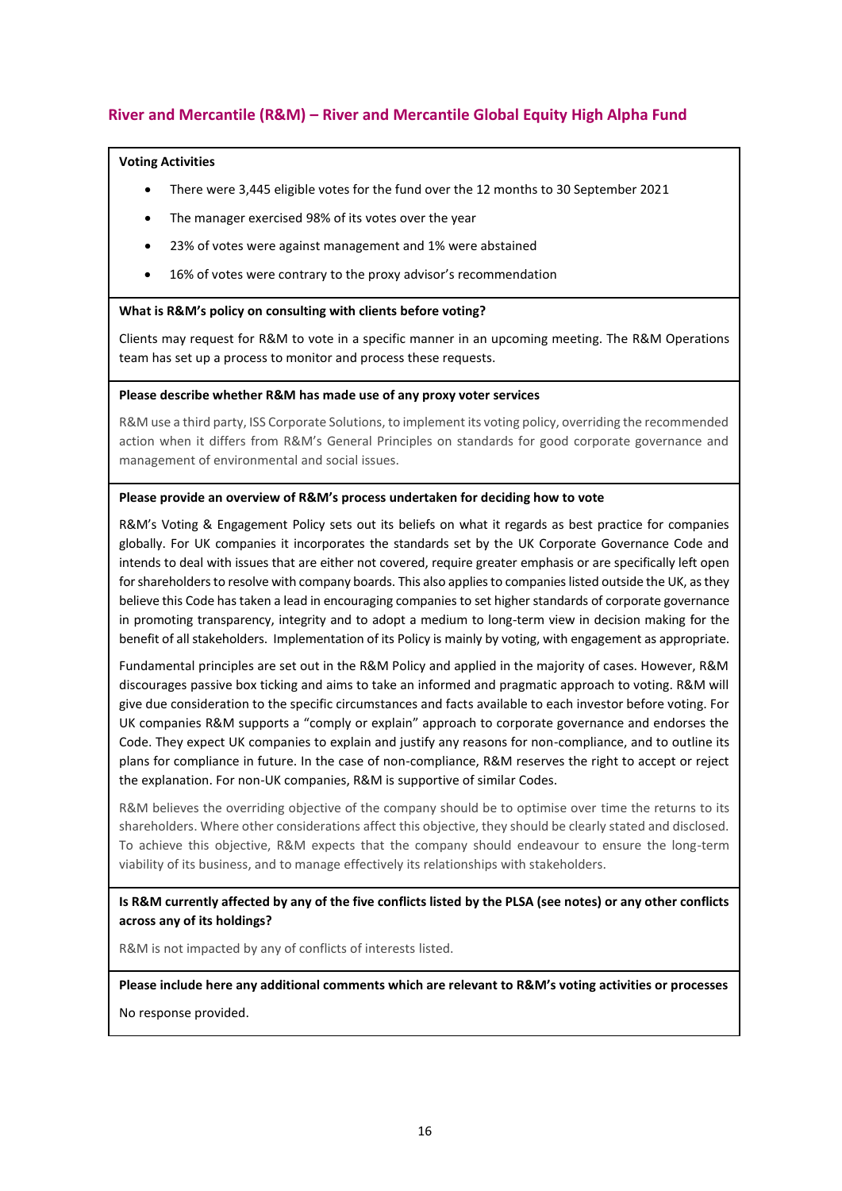## River and Mercantile (R&M) – River and Mercantile Global Equity High Alpha Fund

**Voting Activities**

- There were 3,445 eligible votes for the fund over the 12 months to 30 September 2021
- The manager exercised 98% of its votes over the year
- 23% of votes were against management and 1% were abstained
- 16% of votes were contrary to the proxy advisor's recommendation

**What is R&M's policy on consulting with clients before voting?**

Clients may request for R&M to vote in a specific manner in an upcoming meeting. The R&M Operations team has set up a process to monitor and process these requests.

**Please describe whether R&M has made use of any proxy voter services**

R&M use a third party, ISS Corporate Solutions, to implement its voting policy, overriding the recommended action when it differs from R&M's General Principles on standards for good corporate governance and management of environmental and social issues.

**Please provide an overview of R&M's process undertaken for deciding how to vote**

R&M's Voting & Engagement Policy sets out its beliefs on what it regards as best practice for companies globally. For UK companies it incorporates the standards set by the UK Corporate Governance Code and intends to deal with issues that are either not covered, require greater emphasis or are specifically left open for shareholders to resolve with company boards. This also applies to companies listed outside the UK, as they believe this Code has taken a lead in encouraging companies to set higher standards of corporate governance in promoting transparency, integrity and to adopt a medium to long-term view in decision making for the benefit of all stakeholders. Implementation of its Policy is mainly by voting, with engagement as appropriate.

Fundamental principles are set out in the R&M Policy and applied in the majority of cases. However, R&M discourages passive box ticking and aims to take an informed and pragmatic approach to voting. R&M will give due consideration to the specific circumstances and facts available to each investor before voting. For UK companies R&M supports a "comply or explain" approach to corporate governance and endorses the Code. They expect UK companies to explain and justify any reasons for non-compliance, and to outline its plans for compliance in future. In the case of non-compliance, R&M reserves the right to accept or reject the explanation. For non-UK companies, R&M is supportive of similar Codes.

R&M believes the overriding objective of the company should be to optimise over time the returns to its shareholders. Where other considerations affect this objective, they should be clearly stated and disclosed. To achieve this objective, R&M expects that the company should endeavour to ensure the long-term viability of its business, and to manage effectively its relationships with stakeholders.

**Is R&M currently affected by any of the five conflicts listed by the PLSA (see notes) or any other conflicts across any of its holdings?**

R&M is not impacted by any of conflicts of interests listed.

**Please include here any additional comments which are relevant to R&M's voting activities or processes**

No response provided.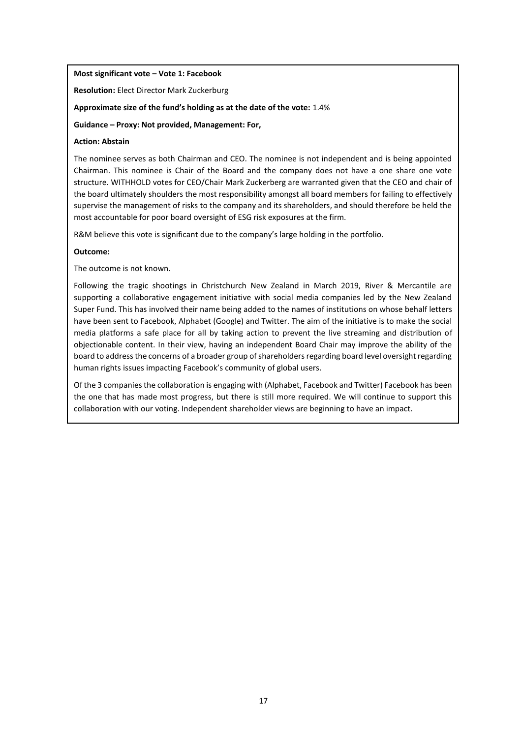**Most significant vote – Vote 1: Facebook**

**Resolution:** Elect Director Mark Zuckerburg

**Approximate size of the fund's holding as at the date of the vote:** 1.4%

**Guidance – Proxy: Not provided, Management: For,**

**Action: Abstain**

The nominee serves as both Chairman and CEO. The nominee is not independent and is being appointed Chairman. This nominee is Chair of the Board and the company does not have a one share one vote structure. WITHHOLD votes for CEO/Chair Mark Zuckerberg are warranted given that the CEO and chair of the board ultimately shoulders the most responsibility amongst all board members for failing to effectively supervise the management of risks to the company and its shareholders, and should therefore be held the most accountable for poor board oversight of ESG risk exposures at the firm.

R&M believe this vote is significant due to the company's large holding in the portfolio.

**Outcome:**

The outcome is not known.

Following the tragic shootings in Christchurch New Zealand in March 2019, River & Mercantile are supporting a collaborative engagement initiative with social media companies led by the New Zealand Super Fund. This has involved their name being added to the names of institutions on whose behalf letters have been sent to Facebook, Alphabet (Google) and Twitter. The aim of the initiative is to make the social media platforms a safe place for all by taking action to prevent the live streaming and distribution of objectionable content. In their view, having an independent Board Chair may improve the ability of the board to address the concerns of a broader group of shareholders regarding board level oversight regarding human rights issues impacting Facebook's community of global users.

Of the 3 companies the collaboration is engaging with (Alphabet, Facebook and Twitter) Facebook has been the one that has made most progress, but there is still more required. We will continue to support this collaboration with our voting. Independent shareholder views are beginning to have an impact.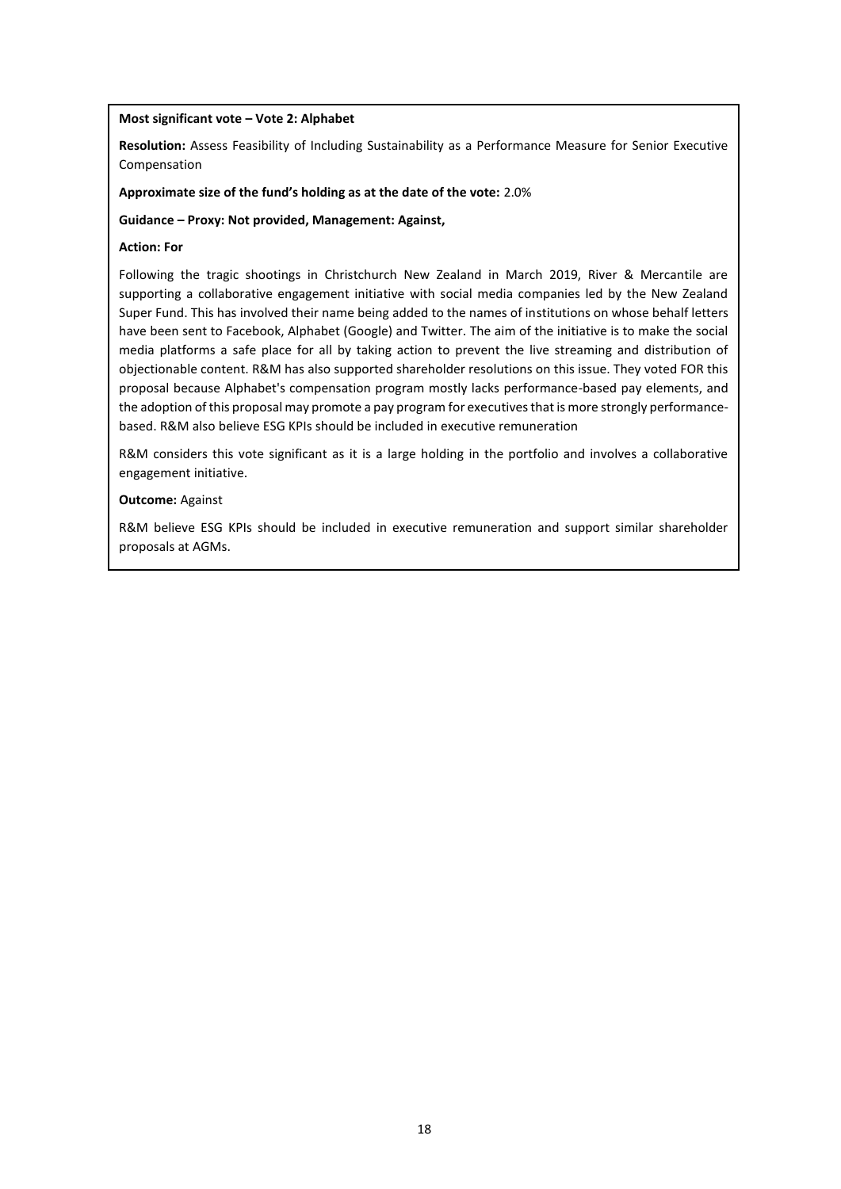**Most significant vote – Vote 2: Alphabet**

**Resolution:** Assess Feasibility of Including Sustainability as a Performance Measure for Senior Executive Compensation

**Approximate size of the fund's holding as at the date of the vote:** 2.0%

**Guidance – Proxy: Not provided, Management: Against,**

**Action: For**

Following the tragic shootings in Christchurch New Zealand in March 2019, River & Mercantile are supporting a collaborative engagement initiative with social media companies led by the New Zealand Super Fund. This has involved their name being added to the names of institutions on whose behalf letters have been sent to Facebook, Alphabet (Google) and Twitter. The aim of the initiative is to make the social media platforms a safe place for all by taking action to prevent the live streaming and distribution of objectionable content. R&M has also supported shareholder resolutions on this issue. They voted FOR this proposal because Alphabet's compensation program mostly lacks performance-based pay elements, and the adoption of this proposal may promote a pay program for executives that is more strongly performance-based. R&M also believe ESG KPIs should be included in executive remuneration

R&M considers this vote significant as it is a large holding in the portfolio and involves a collaborative engagement initiative.

**Outcome:** Against

R&M believe ESG KPIs should be included in executive remuneration and support similar shareholder proposals at AGMs.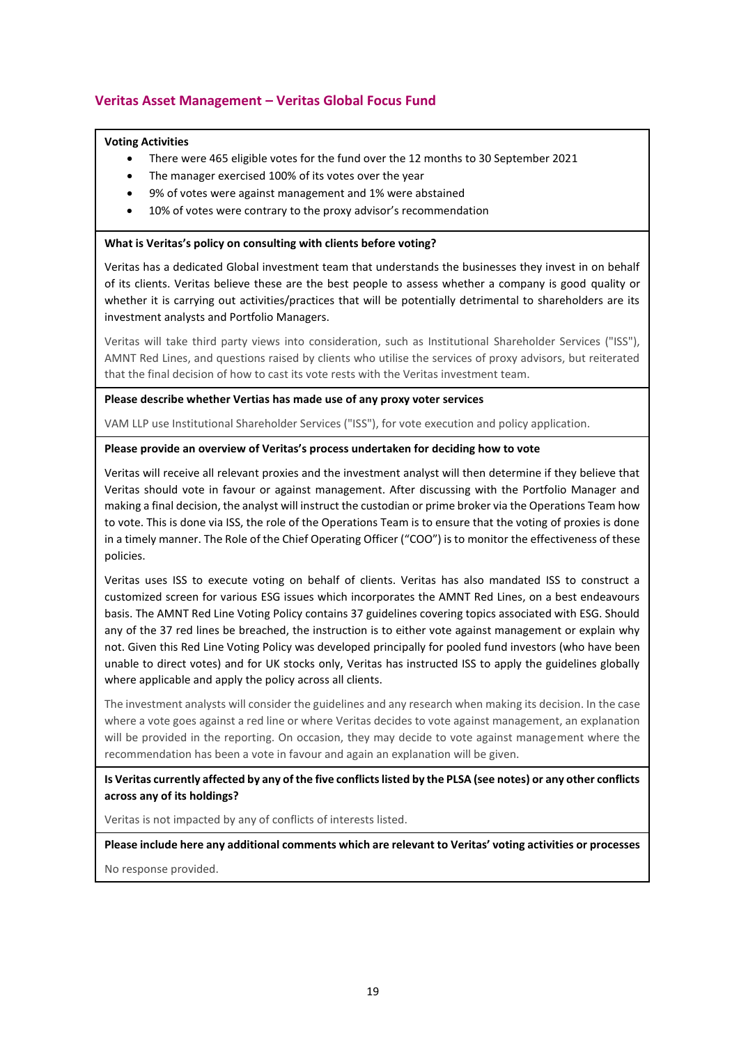## Veritas Asset Management – Veritas Global Focus Fund

**Voting Activities**

- There were 465 eligible votes for the fund over the 12 months to 30 September 2021
- The manager exercised 100% of its votes over the year
- 9% of votes were against management and 1% were abstained
- 10% of votes were contrary to the proxy advisor's recommendation

**What is Veritas's policy on consulting with clients before voting?**

Veritas has a dedicated Global investment team that understands the businesses they invest in on behalf of its clients. Veritas believe these are the best people to assess whether a company is good quality or whether it is carrying out activities/practices that will be potentially detrimental to shareholders are its investment analysts and Portfolio Managers.

Veritas will take third party views into consideration, such as Institutional Shareholder Services ("ISS"), AMNT Red Lines, and questions raised by clients who utilise the services of proxy advisors, but reiterated that the final decision of how to cast its vote rests with the Veritas investment team.

**Please describe whether Vertias has made use of any proxy voter services**

VAM LLP use Institutional Shareholder Services ("ISS"), for vote execution and policy application.

**Please provide an overview of Veritas's process undertaken for deciding how to vote**

Veritas will receive all relevant proxies and the investment analyst will then determine if they believe that Veritas should vote in favour or against management. After discussing with the Portfolio Manager and making a final decision, the analyst will instruct the custodian or prime broker via the Operations Team how to vote. This is done via ISS, the role of the Operations Team is to ensure that the voting of proxies is done in a timely manner. The Role of the Chief Operating Officer ("COO") is to monitor the effectiveness of these policies.

Veritas uses ISS to execute voting on behalf of clients. Veritas has also mandated ISS to construct a customized screen for various ESG issues which incorporates the AMNT Red Lines, on a best endeavours basis. The AMNT Red Line Voting Policy contains 37 guidelines covering topics associated with ESG. Should any of the 37 red lines be breached, the instruction is to either vote against management or explain why not. Given this Red Line Voting Policy was developed principally for pooled fund investors (who have been unable to direct votes) and for UK stocks only, Veritas has instructed ISS to apply the guidelines globally where applicable and apply the policy across all clients.

The investment analysts will consider the guidelines and any research when making its decision. In the case where a vote goes against a red line or where Veritas decides to vote against management, an explanation will be provided in the reporting. On occasion, they may decide to vote against management where the recommendation has been a vote in favour and again an explanation will be given.

**Is Veritas currently affected by any of the five conflicts listed by the PLSA (see notes) or any other conflicts across any of its holdings?**

Veritas is not impacted by any of conflicts of interests listed.

**Please include here any additional comments which are relevant to Veritas' voting activities or processes**

No response provided.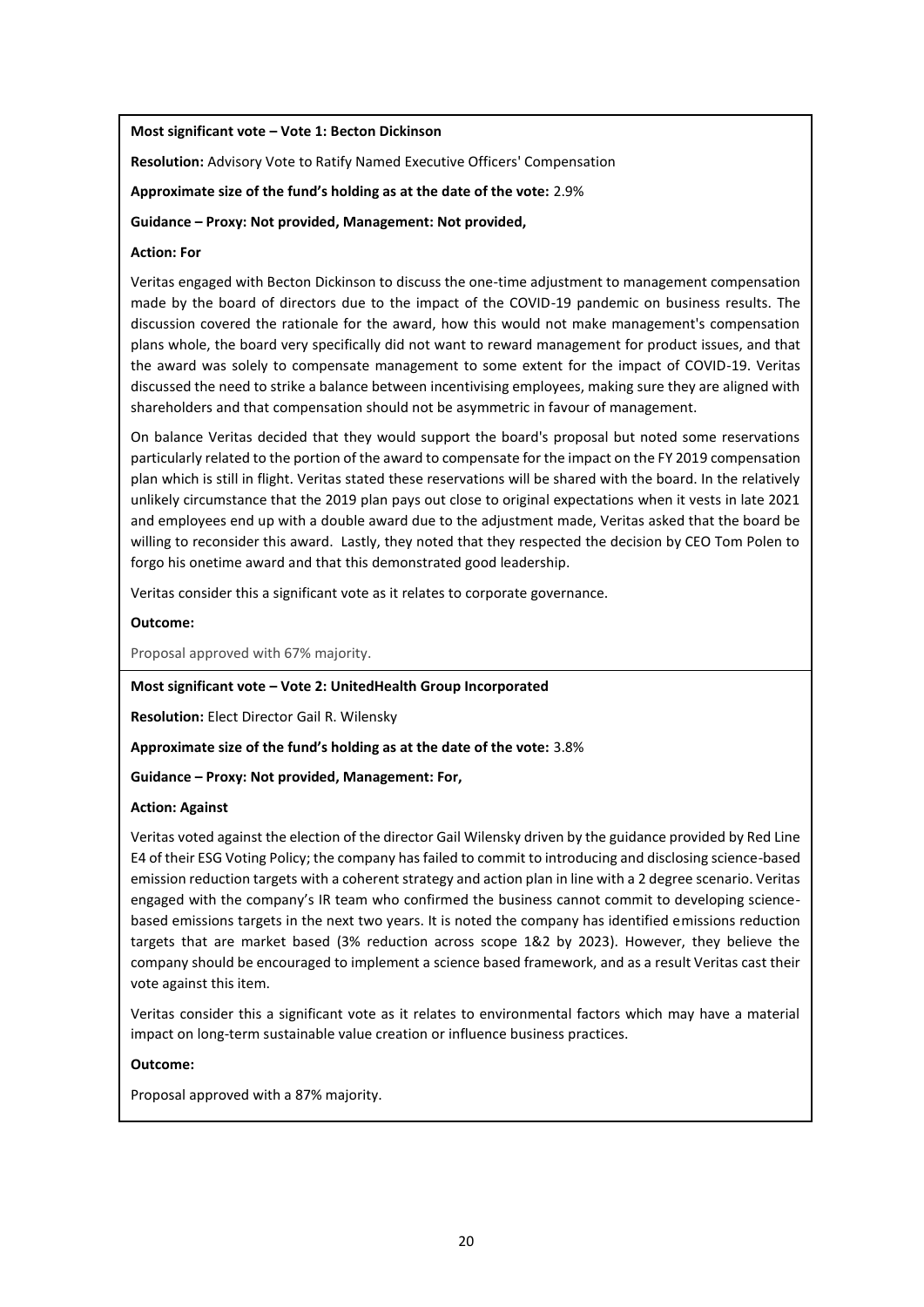**Most significant vote – Vote 1: Becton Dickinson**

**Resolution:** Advisory Vote to Ratify Named Executive Officers' Compensation

**Approximate size of the fund's holding as at the date of the vote:** 2.9%

**Guidance – Proxy: Not provided, Management: Not provided,**

**Action: For**

Veritas engaged with Becton Dickinson to discuss the one-time adjustment to management compensation made by the board of directors due to the impact of the COVID-19 pandemic on business results. The discussion covered the rationale for the award, how this would not make management's compensation plans whole, the board very specifically did not want to reward management for product issues, and that the award was solely to compensate management to some extent for the impact of COVID-19. Veritas discussed the need to strike a balance between incentivising employees, making sure they are aligned with shareholders and that compensation should not be asymmetric in favour of management.

On balance Veritas decided that they would support the board's proposal but noted some reservations particularly related to the portion of the award to compensate for the impact on the FY 2019 compensation plan which is still in flight. Veritas stated these reservations will be shared with the board. In the relatively unlikely circumstance that the 2019 plan pays out close to original expectations when it vests in late 2021 and employees end up with a double award due to the adjustment made, Veritas asked that the board be willing to reconsider this award. Lastly, they noted that they respected the decision by CEO Tom Polen to forgo his onetime award and that this demonstrated good leadership.

Veritas consider this a significant vote as it relates to corporate governance.

**Outcome:**

Proposal approved with 67% majority.

**Most significant vote – Vote 2: UnitedHealth Group Incorporated**

**Resolution:** Elect Director Gail R. Wilensky

**Approximate size of the fund's holding as at the date of the vote:** 3.8%

**Guidance – Proxy: Not provided, Management: For,**

**Action: Against**

Veritas voted against the election of the director Gail Wilensky driven by the guidance provided by Red Line E4 of their ESG Voting Policy; the company has failed to commit to introducing and disclosing science-based emission reduction targets with a coherent strategy and action plan in line with a 2 degree scenario. Veritas engaged with the company's IR team who confirmed the business cannot commit to developing science-based emissions targets in the next two years. It is noted the company has identified emissions reduction targets that are market based (3% reduction across scope 1&2 by 2023). However, they believe the company should be encouraged to implement a science based framework, and as a result Veritas cast their vote against this item.

Veritas consider this a significant vote as it relates to environmental factors which may have a material impact on long-term sustainable value creation or influence business practices.

**Outcome:**

Proposal approved with a 87% majority.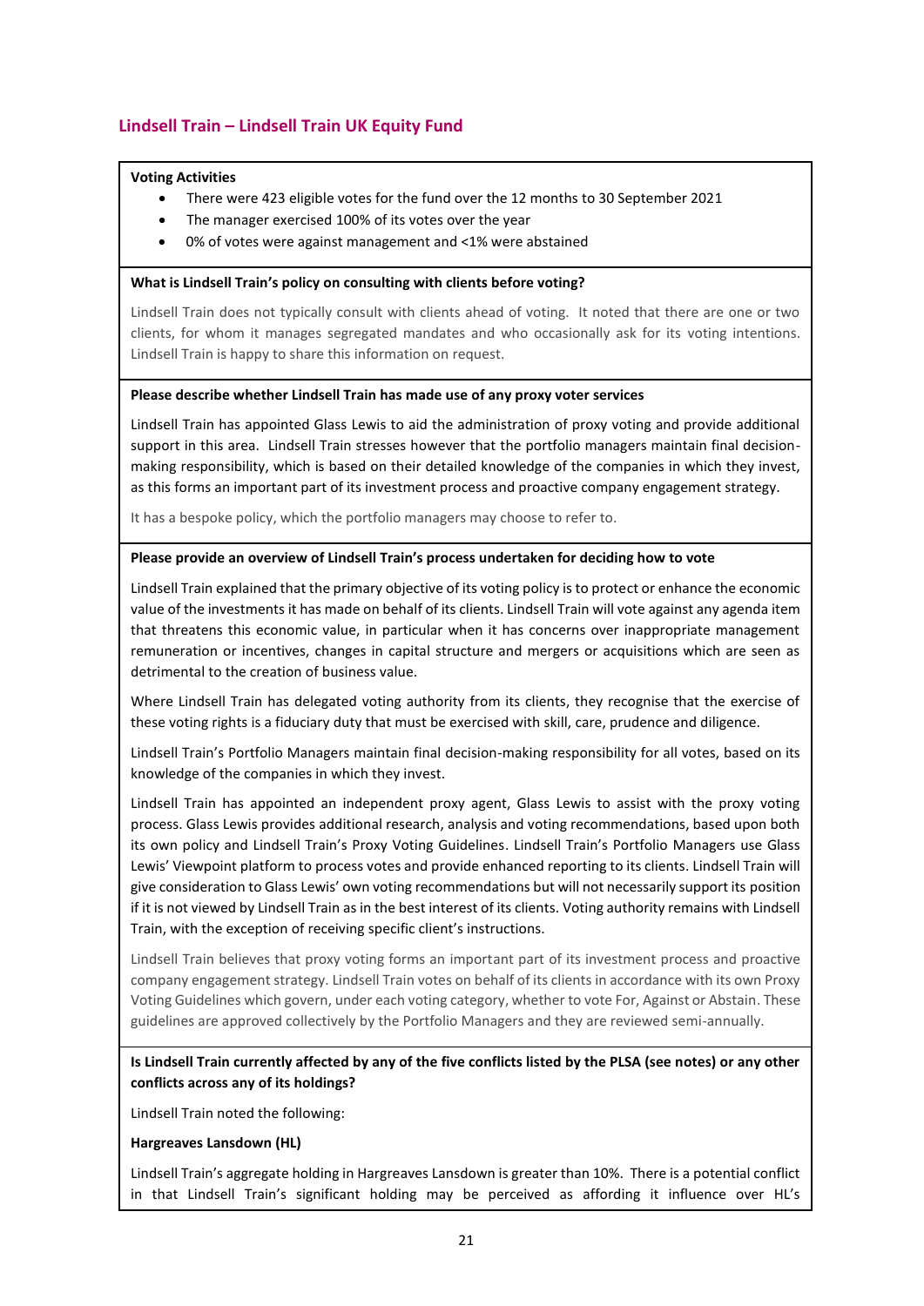## Lindsell Train – Lindsell Train UK Equity Fund

**Voting Activities**

- There were 423 eligible votes for the fund over the 12 months to 30 September 2021
- The manager exercised 100% of its votes over the year
- 0% of votes were against management and <1% were abstained

**What is Lindsell Train's policy on consulting with clients before voting?**

Lindsell Train does not typically consult with clients ahead of voting. It noted that there are one or two clients, for whom it manages segregated mandates and who occasionally ask for its voting intentions. Lindsell Train is happy to share this information on request.

**Please describe whether Lindsell Train has made use of any proxy voter services**

Lindsell Train has appointed Glass Lewis to aid the administration of proxy voting and provide additional support in this area. Lindsell Train stresses however that the portfolio managers maintain final decision-making responsibility, which is based on their detailed knowledge of the companies in which they invest, as this forms an important part of its investment process and proactive company engagement strategy.

It has a bespoke policy, which the portfolio managers may choose to refer to.

**Please provide an overview of Lindsell Train's process undertaken for deciding how to vote**

Lindsell Train explained that the primary objective of its voting policy is to protect or enhance the economic value of the investments it has made on behalf of its clients. Lindsell Train will vote against any agenda item that threatens this economic value, in particular when it has concerns over inappropriate management remuneration or incentives, changes in capital structure and mergers or acquisitions which are seen as detrimental to the creation of business value.

Where Lindsell Train has delegated voting authority from its clients, they recognise that the exercise of these voting rights is a fiduciary duty that must be exercised with skill, care, prudence and diligence.

Lindsell Train's Portfolio Managers maintain final decision-making responsibility for all votes, based on its knowledge of the companies in which they invest.

Lindsell Train has appointed an independent proxy agent, Glass Lewis to assist with the proxy voting process. Glass Lewis provides additional research, analysis and voting recommendations, based upon both its own policy and Lindsell Train's Proxy Voting Guidelines. Lindsell Train's Portfolio Managers use Glass Lewis' Viewpoint platform to process votes and provide enhanced reporting to its clients. Lindsell Train will give consideration to Glass Lewis' own voting recommendations but will not necessarily support its position if it is not viewed by Lindsell Train as in the best interest of its clients. Voting authority remains with Lindsell Train, with the exception of receiving specific client's instructions.

Lindsell Train believes that proxy voting forms an important part of its investment process and proactive company engagement strategy. Lindsell Train votes on behalf of its clients in accordance with its own Proxy Voting Guidelines which govern, under each voting category, whether to vote For, Against or Abstain. These guidelines are approved collectively by the Portfolio Managers and they are reviewed semi-annually.

**Is Lindsell Train currently affected by any of the five conflicts listed by the PLSA (see notes) or any other conflicts across any of its holdings?**

Lindsell Train noted the following:

**Hargreaves Lansdown (HL)**

Lindsell Train's aggregate holding in Hargreaves Lansdown is greater than 10%. There is a potential conflict in that Lindsell Train's significant holding may be perceived as affording it influence over HL's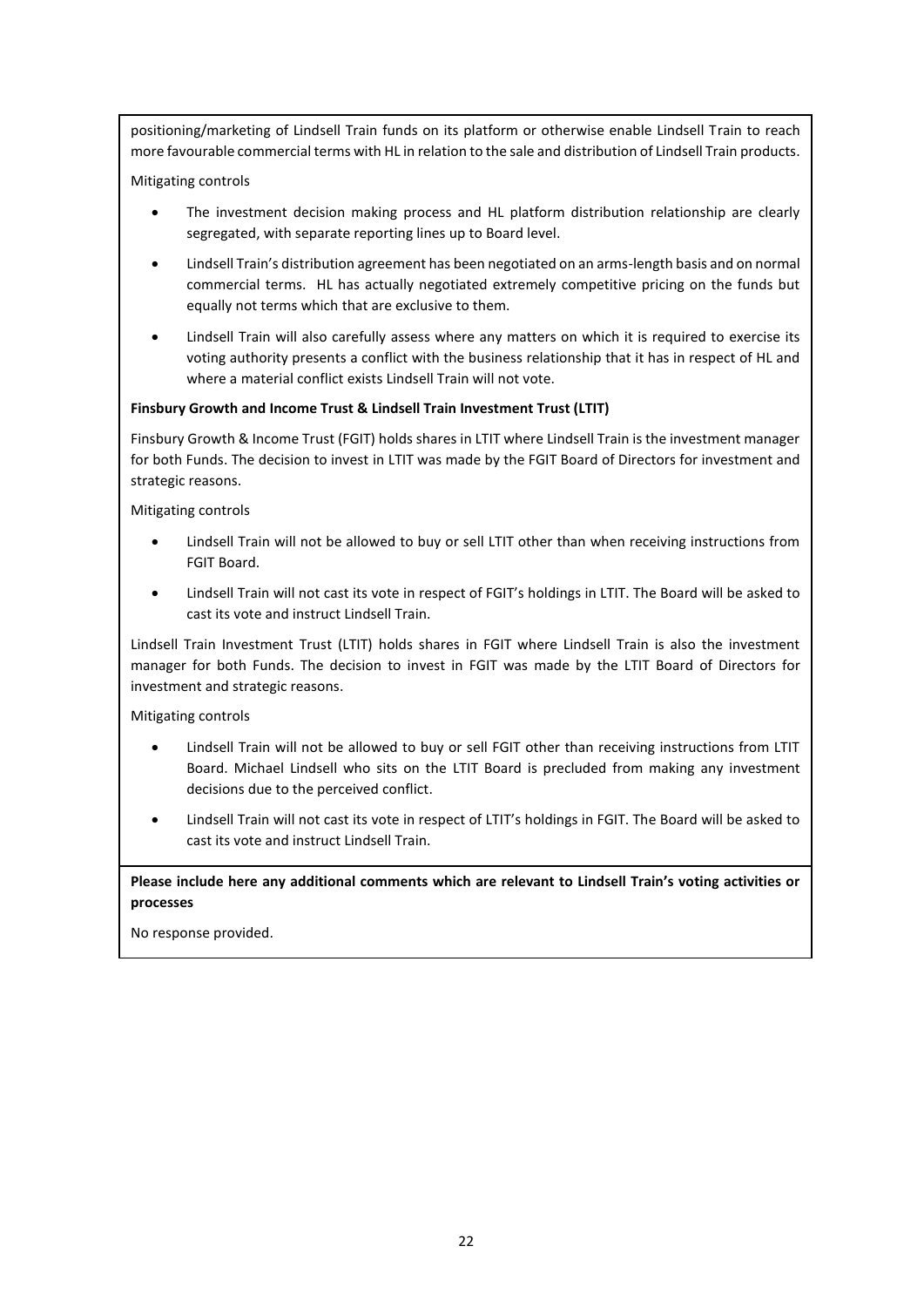positioning/marketing of Lindsell Train funds on its platform or otherwise enable Lindsell Train to reach more favourable commercial terms with HL in relation to the sale and distribution of Lindsell Train products.

Mitigating controls

- The investment decision making process and HL platform distribution relationship are clearly segregated, with separate reporting lines up to Board level.
- Lindsell Train's distribution agreement has been negotiated on an arms-length basis and on normal commercial terms. HL has actually negotiated extremely competitive pricing on the funds but equally not terms which that are exclusive to them.
- Lindsell Train will also carefully assess where any matters on which it is required to exercise its voting authority presents a conflict with the business relationship that it has in respect of HL and where a material conflict exists Lindsell Train will not vote.

**Finsbury Growth and Income Trust & Lindsell Train Investment Trust (LTIT)**

Finsbury Growth & Income Trust (FGIT) holds shares in LTIT where Lindsell Train is the investment manager for both Funds. The decision to invest in LTIT was made by the FGIT Board of Directors for investment and strategic reasons.

Mitigating controls

- Lindsell Train will not be allowed to buy or sell LTIT other than when receiving instructions from FGIT Board.
- Lindsell Train will not cast its vote in respect of FGIT's holdings in LTIT. The Board will be asked to cast its vote and instruct Lindsell Train.

Lindsell Train Investment Trust (LTIT) holds shares in FGIT where Lindsell Train is also the investment manager for both Funds. The decision to invest in FGIT was made by the LTIT Board of Directors for investment and strategic reasons.

Mitigating controls

- Lindsell Train will not be allowed to buy or sell FGIT other than receiving instructions from LTIT Board. Michael Lindsell who sits on the LTIT Board is precluded from making any investment decisions due to the perceived conflict.
- Lindsell Train will not cast its vote in respect of LTIT's holdings in FGIT. The Board will be asked to cast its vote and instruct Lindsell Train.

**Please include here any additional comments which are relevant to Lindsell Train's voting activities or processes**

No response provided.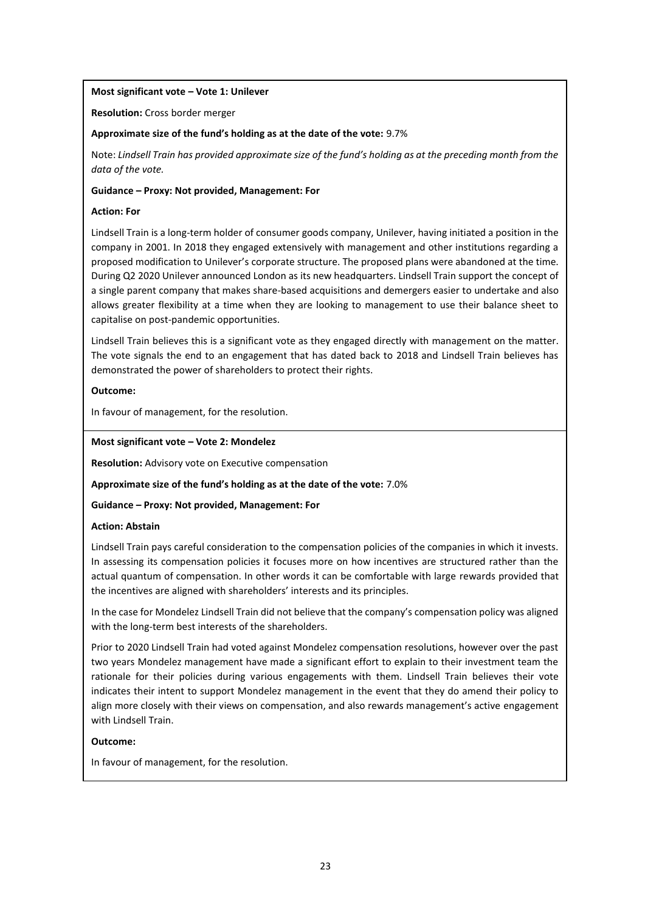**Most significant vote – Vote 1: Unilever**

**Resolution:** Cross border merger

**Approximate size of the fund's holding as at the date of the vote:** 9.7%

Note: *Lindsell Train has provided approximate size of the fund's holding as at the preceding month from the data of the vote.*

**Guidance – Proxy: Not provided, Management: For**

**Action: For**

Lindsell Train is a long-term holder of consumer goods company, Unilever, having initiated a position in the company in 2001. In 2018 they engaged extensively with management and other institutions regarding a proposed modification to Unilever's corporate structure. The proposed plans were abandoned at the time. During Q2 2020 Unilever announced London as its new headquarters. Lindsell Train support the concept of a single parent company that makes share-based acquisitions and demergers easier to undertake and also allows greater flexibility at a time when they are looking to management to use their balance sheet to capitalise on post-pandemic opportunities.

Lindsell Train believes this is a significant vote as they engaged directly with management on the matter. The vote signals the end to an engagement that has dated back to 2018 and Lindsell Train believes has demonstrated the power of shareholders to protect their rights.

**Outcome:**

In favour of management, for the resolution.

---

**Most significant vote – Vote 2: Mondelez**

**Resolution:** Advisory vote on Executive compensation

**Approximate size of the fund's holding as at the date of the vote:** 7.0%

**Guidance – Proxy: Not provided, Management: For**

**Action: Abstain**

Lindsell Train pays careful consideration to the compensation policies of the companies in which it invests. In assessing its compensation policies it focuses more on how incentives are structured rather than the actual quantum of compensation. In other words it can be comfortable with large rewards provided that the incentives are aligned with shareholders' interests and its principles.

In the case for Mondelez Lindsell Train did not believe that the company's compensation policy was aligned with the long-term best interests of the shareholders.

Prior to 2020 Lindsell Train had voted against Mondelez compensation resolutions, however over the past two years Mondelez management have made a significant effort to explain to their investment team the rationale for their policies during various engagements with them. Lindsell Train believes their vote indicates their intent to support Mondelez management in the event that they do amend their policy to align more closely with their views on compensation, and also rewards management's active engagement with Lindsell Train.

**Outcome:**

In favour of management, for the resolution.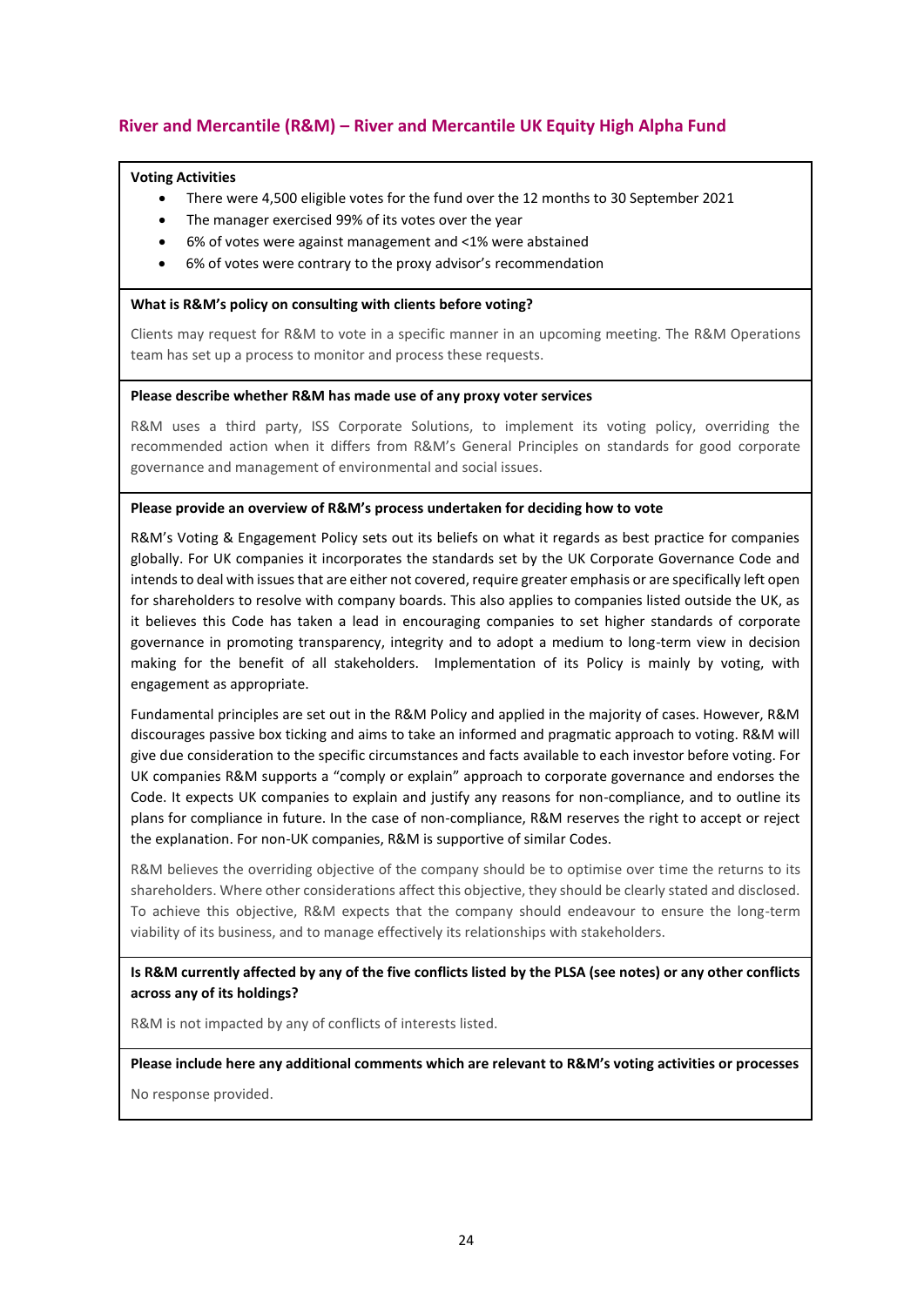## River and Mercantile (R&M) – River and Mercantile UK Equity High Alpha Fund

**Voting Activities**

- There were 4,500 eligible votes for the fund over the 12 months to 30 September 2021
- The manager exercised 99% of its votes over the year
- 6% of votes were against management and <1% were abstained
- 6% of votes were contrary to the proxy advisor's recommendation

**What is R&M's policy on consulting with clients before voting?**

Clients may request for R&M to vote in a specific manner in an upcoming meeting. The R&M Operations team has set up a process to monitor and process these requests.

**Please describe whether R&M has made use of any proxy voter services**

R&M uses a third party, ISS Corporate Solutions, to implement its voting policy, overriding the recommended action when it differs from R&M's General Principles on standards for good corporate governance and management of environmental and social issues.

**Please provide an overview of R&M's process undertaken for deciding how to vote**

R&M's Voting & Engagement Policy sets out its beliefs on what it regards as best practice for companies globally. For UK companies it incorporates the standards set by the UK Corporate Governance Code and intends to deal with issues that are either not covered, require greater emphasis or are specifically left open for shareholders to resolve with company boards. This also applies to companies listed outside the UK, as it believes this Code has taken a lead in encouraging companies to set higher standards of corporate governance in promoting transparency, integrity and to adopt a medium to long-term view in decision making for the benefit of all stakeholders. Implementation of its Policy is mainly by voting, with engagement as appropriate.

Fundamental principles are set out in the R&M Policy and applied in the majority of cases. However, R&M discourages passive box ticking and aims to take an informed and pragmatic approach to voting. R&M will give due consideration to the specific circumstances and facts available to each investor before voting. For UK companies R&M supports a "comply or explain" approach to corporate governance and endorses the Code. It expects UK companies to explain and justify any reasons for non-compliance, and to outline its plans for compliance in future. In the case of non-compliance, R&M reserves the right to accept or reject the explanation. For non-UK companies, R&M is supportive of similar Codes.

R&M believes the overriding objective of the company should be to optimise over time the returns to its shareholders. Where other considerations affect this objective, they should be clearly stated and disclosed. To achieve this objective, R&M expects that the company should endeavour to ensure the long-term viability of its business, and to manage effectively its relationships with stakeholders.

**Is R&M currently affected by any of the five conflicts listed by the PLSA (see notes) or any other conflicts across any of its holdings?**

R&M is not impacted by any of conflicts of interests listed.

**Please include here any additional comments which are relevant to R&M's voting activities or processes**

No response provided.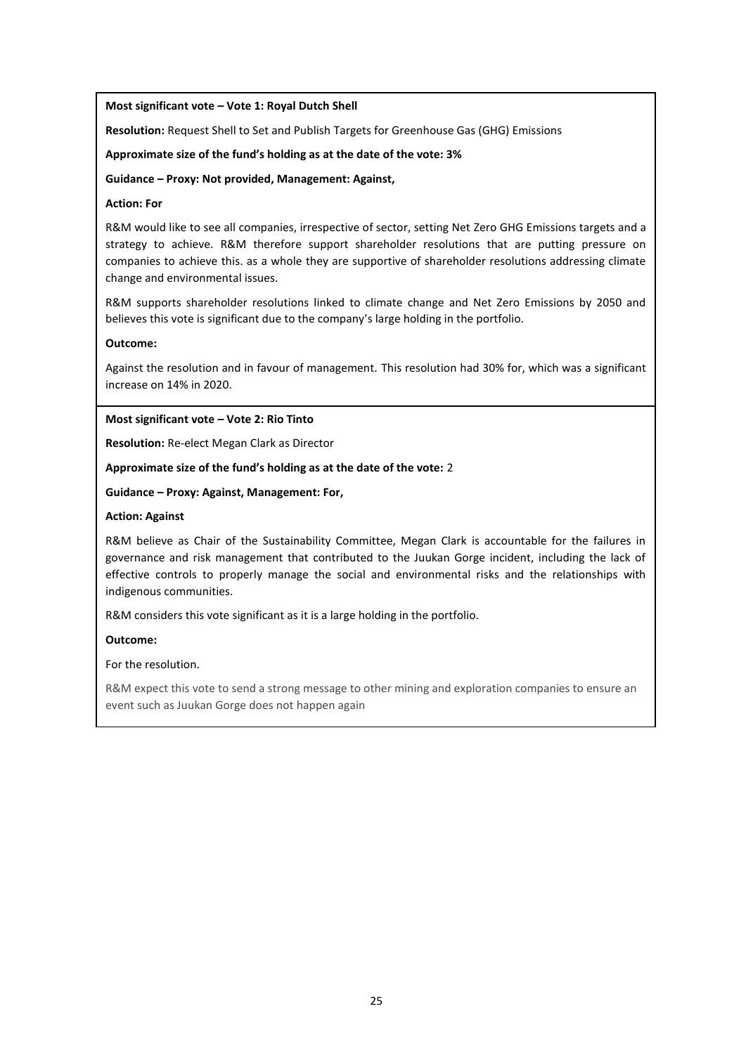**Most significant vote – Vote 1: Royal Dutch Shell**

**Resolution:** Request Shell to Set and Publish Targets for Greenhouse Gas (GHG) Emissions

**Approximate size of the fund's holding as at the date of the vote: 3%**

**Guidance – Proxy: Not provided, Management: Against,**

**Action: For**

R&M would like to see all companies, irrespective of sector, setting Net Zero GHG Emissions targets and a strategy to achieve. R&M therefore support shareholder resolutions that are putting pressure on companies to achieve this. as a whole they are supportive of shareholder resolutions addressing climate change and environmental issues.

R&M supports shareholder resolutions linked to climate change and Net Zero Emissions by 2050 and believes this vote is significant due to the company's large holding in the portfolio.

**Outcome:**

Against the resolution and in favour of management. This resolution had 30% for, which was a significant increase on 14% in 2020.

**Most significant vote – Vote 2: Rio Tinto**

**Resolution:** Re-elect Megan Clark as Director

**Approximate size of the fund's holding as at the date of the vote:** 2

**Guidance – Proxy: Against, Management: For,**

**Action: Against**

R&M believe as Chair of the Sustainability Committee, Megan Clark is accountable for the failures in governance and risk management that contributed to the Juukan Gorge incident, including the lack of effective controls to properly manage the social and environmental risks and the relationships with indigenous communities.

R&M considers this vote significant as it is a large holding in the portfolio.

**Outcome:**

For the resolution.

R&M expect this vote to send a strong message to other mining and exploration companies to ensure an event such as Juukan Gorge does not happen again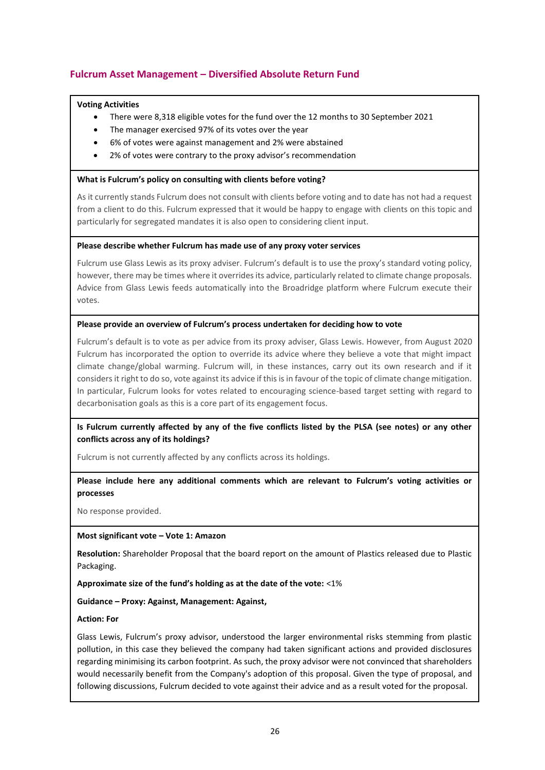## Fulcrum Asset Management – Diversified Absolute Return Fund

**Voting Activities**

- There were 8,318 eligible votes for the fund over the 12 months to 30 September 2021
- The manager exercised 97% of its votes over the year
- 6% of votes were against management and 2% were abstained
- 2% of votes were contrary to the proxy advisor's recommendation

**What is Fulcrum's policy on consulting with clients before voting?**

As it currently stands Fulcrum does not consult with clients before voting and to date has not had a request from a client to do this. Fulcrum expressed that it would be happy to engage with clients on this topic and particularly for segregated mandates it is also open to considering client input.

**Please describe whether Fulcrum has made use of any proxy voter services**

Fulcrum use Glass Lewis as its proxy adviser. Fulcrum's default is to use the proxy's standard voting policy, however, there may be times where it overrides its advice, particularly related to climate change proposals. Advice from Glass Lewis feeds automatically into the Broadridge platform where Fulcrum execute their votes.

**Please provide an overview of Fulcrum's process undertaken for deciding how to vote**

Fulcrum's default is to vote as per advice from its proxy adviser, Glass Lewis. However, from August 2020 Fulcrum has incorporated the option to override its advice where they believe a vote that might impact climate change/global warming. Fulcrum will, in these instances, carry out its own research and if it considers it right to do so, vote against its advice if this is in favour of the topic of climate change mitigation. In particular, Fulcrum looks for votes related to encouraging science-based target setting with regard to decarbonisation goals as this is a core part of its engagement focus.

**Is Fulcrum currently affected by any of the five conflicts listed by the PLSA (see notes) or any other conflicts across any of its holdings?**

Fulcrum is not currently affected by any conflicts across its holdings.

**Please include here any additional comments which are relevant to Fulcrum's voting activities or processes**

No response provided.

**Most significant vote – Vote 1: Amazon**

**Resolution:** Shareholder Proposal that the board report on the amount of Plastics released due to Plastic Packaging.

**Approximate size of the fund's holding as at the date of the vote:** <1%

**Guidance – Proxy: Against, Management: Against,**

**Action: For**

Glass Lewis, Fulcrum's proxy advisor, understood the larger environmental risks stemming from plastic pollution, in this case they believed the company had taken significant actions and provided disclosures regarding minimising its carbon footprint. As such, the proxy advisor were not convinced that shareholders would necessarily benefit from the Company's adoption of this proposal. Given the type of proposal, and following discussions, Fulcrum decided to vote against their advice and as a result voted for the proposal.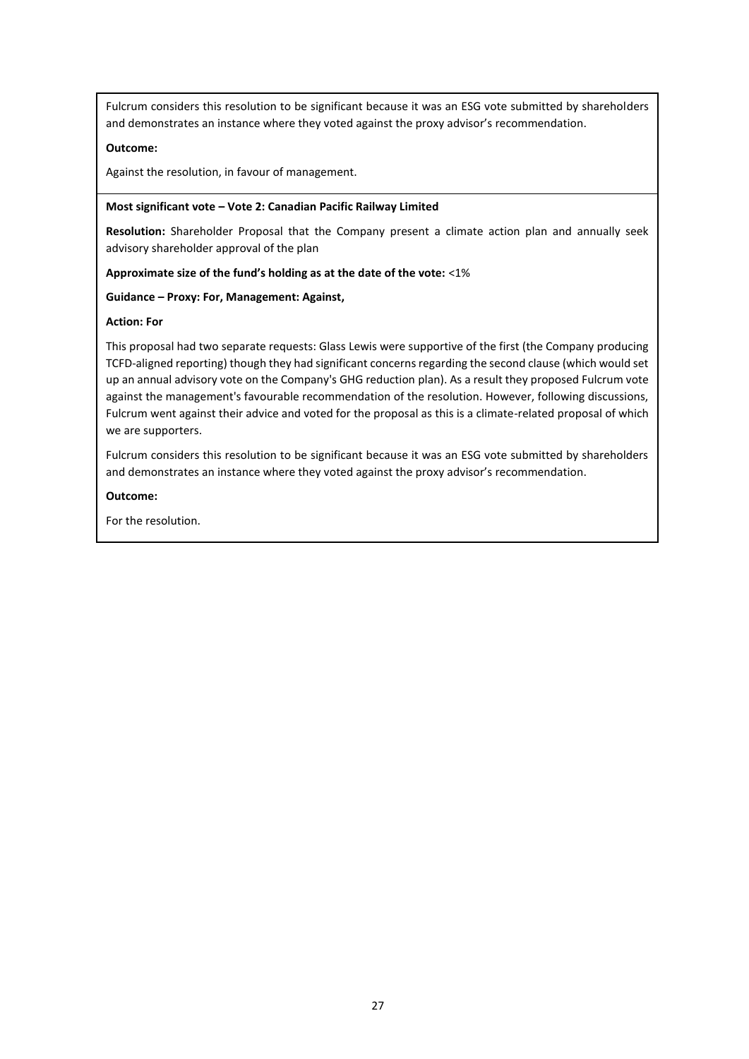Fulcrum considers this resolution to be significant because it was an ESG vote submitted by shareholders and demonstrates an instance where they voted against the proxy advisor's recommendation.

**Outcome:**

Against the resolution, in favour of management.

**Most significant vote – Vote 2: Canadian Pacific Railway Limited**

**Resolution:** Shareholder Proposal that the Company present a climate action plan and annually seek advisory shareholder approval of the plan

**Approximate size of the fund's holding as at the date of the vote:** <1%

**Guidance – Proxy: For, Management: Against,**

**Action: For**

This proposal had two separate requests: Glass Lewis were supportive of the first (the Company producing TCFD-aligned reporting) though they had significant concerns regarding the second clause (which would set up an annual advisory vote on the Company's GHG reduction plan). As a result they proposed Fulcrum vote against the management's favourable recommendation of the resolution. However, following discussions, Fulcrum went against their advice and voted for the proposal as this is a climate-related proposal of which we are supporters.

Fulcrum considers this resolution to be significant because it was an ESG vote submitted by shareholders and demonstrates an instance where they voted against the proxy advisor's recommendation.

**Outcome:**

For the resolution.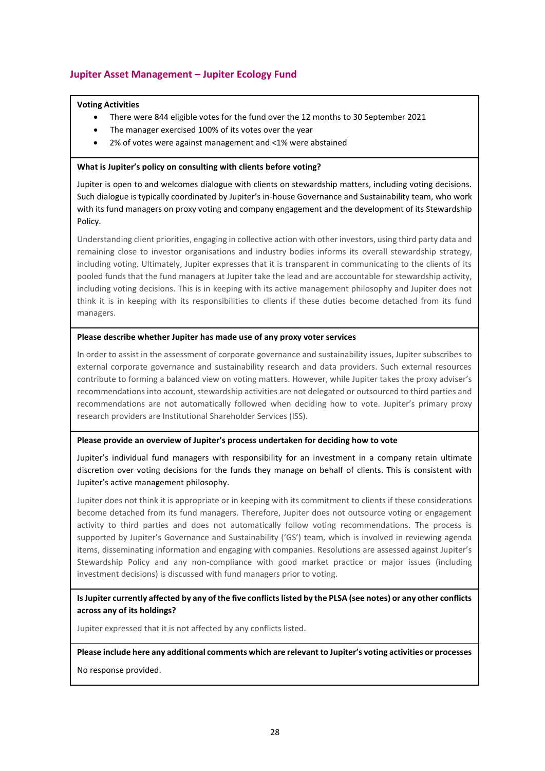## Jupiter Asset Management – Jupiter Ecology Fund

**Voting Activities**

- There were 844 eligible votes for the fund over the 12 months to 30 September 2021
- The manager exercised 100% of its votes over the year
- 2% of votes were against management and <1% were abstained

**What is Jupiter's policy on consulting with clients before voting?**

Jupiter is open to and welcomes dialogue with clients on stewardship matters, including voting decisions. Such dialogue is typically coordinated by Jupiter's in-house Governance and Sustainability team, who work with its fund managers on proxy voting and company engagement and the development of its Stewardship Policy.

Understanding client priorities, engaging in collective action with other investors, using third party data and remaining close to investor organisations and industry bodies informs its overall stewardship strategy, including voting. Ultimately, Jupiter expresses that it is transparent in communicating to the clients of its pooled funds that the fund managers at Jupiter take the lead and are accountable for stewardship activity, including voting decisions. This is in keeping with its active management philosophy and Jupiter does not think it is in keeping with its responsibilities to clients if these duties become detached from its fund managers.

**Please describe whether Jupiter has made use of any proxy voter services**

In order to assist in the assessment of corporate governance and sustainability issues, Jupiter subscribes to external corporate governance and sustainability research and data providers. Such external resources contribute to forming a balanced view on voting matters. However, while Jupiter takes the proxy adviser's recommendations into account, stewardship activities are not delegated or outsourced to third parties and recommendations are not automatically followed when deciding how to vote. Jupiter's primary proxy research providers are Institutional Shareholder Services (ISS).

**Please provide an overview of Jupiter's process undertaken for deciding how to vote**

Jupiter's individual fund managers with responsibility for an investment in a company retain ultimate discretion over voting decisions for the funds they manage on behalf of clients. This is consistent with Jupiter's active management philosophy.

Jupiter does not think it is appropriate or in keeping with its commitment to clients if these considerations become detached from its fund managers. Therefore, Jupiter does not outsource voting or engagement activity to third parties and does not automatically follow voting recommendations. The process is supported by Jupiter's Governance and Sustainability ('GS') team, which is involved in reviewing agenda items, disseminating information and engaging with companies. Resolutions are assessed against Jupiter's Stewardship Policy and any non-compliance with good market practice or major issues (including investment decisions) is discussed with fund managers prior to voting.

**Is Jupiter currently affected by any of the five conflicts listed by the PLSA (see notes) or any other conflicts across any of its holdings?**

Jupiter expressed that it is not affected by any conflicts listed.

**Please include here any additional comments which are relevant to Jupiter's voting activities or processes**

No response provided.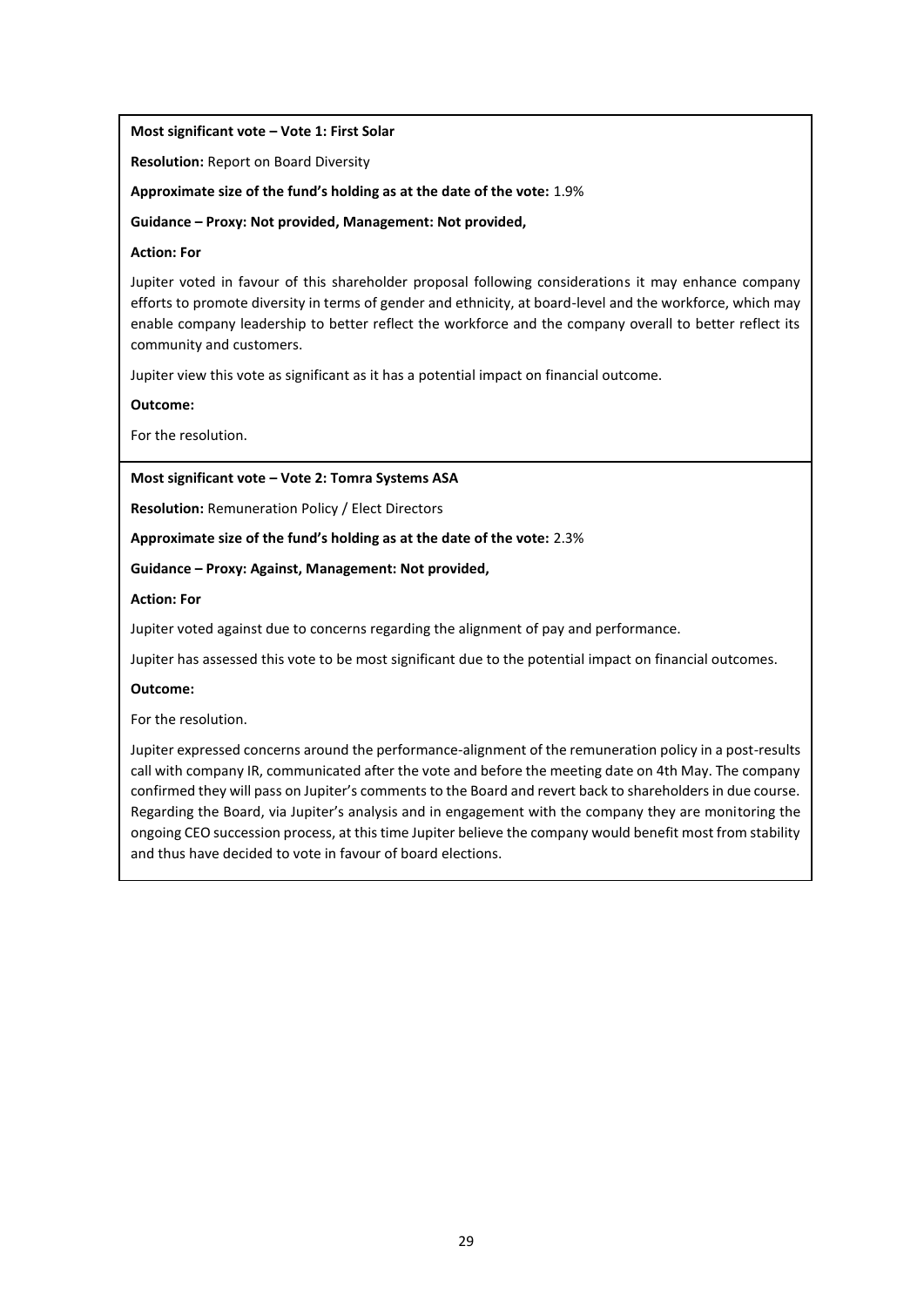**Most significant vote – Vote 1: First Solar**

**Resolution:** Report on Board Diversity

**Approximate size of the fund's holding as at the date of the vote:** 1.9%

**Guidance – Proxy: Not provided, Management: Not provided,**

**Action: For**

Jupiter voted in favour of this shareholder proposal following considerations it may enhance company efforts to promote diversity in terms of gender and ethnicity, at board-level and the workforce, which may enable company leadership to better reflect the workforce and the company overall to better reflect its community and customers.

Jupiter view this vote as significant as it has a potential impact on financial outcome.

**Outcome:**

For the resolution.

**Most significant vote – Vote 2: Tomra Systems ASA**

**Resolution:** Remuneration Policy / Elect Directors

**Approximate size of the fund's holding as at the date of the vote:** 2.3%

**Guidance – Proxy: Against, Management: Not provided,**

**Action: For**

Jupiter voted against due to concerns regarding the alignment of pay and performance.

Jupiter has assessed this vote to be most significant due to the potential impact on financial outcomes.

**Outcome:**

For the resolution.

Jupiter expressed concerns around the performance-alignment of the remuneration policy in a post-results call with company IR, communicated after the vote and before the meeting date on 4th May. The company confirmed they will pass on Jupiter's comments to the Board and revert back to shareholders in due course. Regarding the Board, via Jupiter's analysis and in engagement with the company they are monitoring the ongoing CEO succession process, at this time Jupiter believe the company would benefit most from stability and thus have decided to vote in favour of board elections.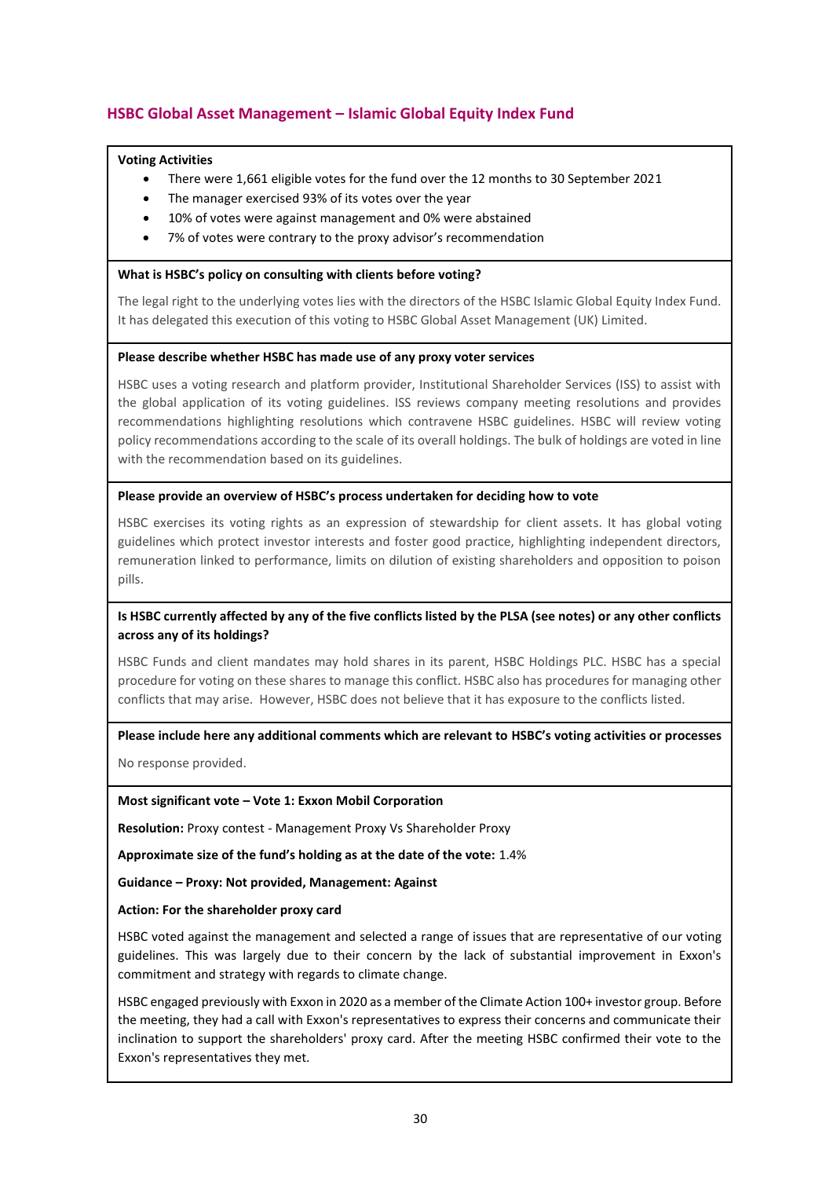## HSBC Global Asset Management – Islamic Global Equity Index Fund

**Voting Activities**

- There were 1,661 eligible votes for the fund over the 12 months to 30 September 2021
- The manager exercised 93% of its votes over the year
- 10% of votes were against management and 0% were abstained
- 7% of votes were contrary to the proxy advisor's recommendation

**What is HSBC's policy on consulting with clients before voting?**

The legal right to the underlying votes lies with the directors of the HSBC Islamic Global Equity Index Fund. It has delegated this execution of this voting to HSBC Global Asset Management (UK) Limited.

**Please describe whether HSBC has made use of any proxy voter services**

HSBC uses a voting research and platform provider, Institutional Shareholder Services (ISS) to assist with the global application of its voting guidelines. ISS reviews company meeting resolutions and provides recommendations highlighting resolutions which contravene HSBC guidelines. HSBC will review voting policy recommendations according to the scale of its overall holdings. The bulk of holdings are voted in line with the recommendation based on its guidelines.

**Please provide an overview of HSBC's process undertaken for deciding how to vote**

HSBC exercises its voting rights as an expression of stewardship for client assets. It has global voting guidelines which protect investor interests and foster good practice, highlighting independent directors, remuneration linked to performance, limits on dilution of existing shareholders and opposition to poison pills.

**Is HSBC currently affected by any of the five conflicts listed by the PLSA (see notes) or any other conflicts across any of its holdings?**

HSBC Funds and client mandates may hold shares in its parent, HSBC Holdings PLC. HSBC has a special procedure for voting on these shares to manage this conflict. HSBC also has procedures for managing other conflicts that may arise. However, HSBC does not believe that it has exposure to the conflicts listed.

**Please include here any additional comments which are relevant to HSBC's voting activities or processes**

No response provided.

**Most significant vote – Vote 1: Exxon Mobil Corporation**

**Resolution:** Proxy contest - Management Proxy Vs Shareholder Proxy

**Approximate size of the fund's holding as at the date of the vote:** 1.4%

**Guidance – Proxy: Not provided, Management: Against**

**Action: For the shareholder proxy card**

HSBC voted against the management and selected a range of issues that are representative of our voting guidelines. This was largely due to their concern by the lack of substantial improvement in Exxon's commitment and strategy with regards to climate change.

HSBC engaged previously with Exxon in 2020 as a member of the Climate Action 100+ investor group. Before the meeting, they had a call with Exxon's representatives to express their concerns and communicate their inclination to support the shareholders' proxy card. After the meeting HSBC confirmed their vote to the Exxon's representatives they met.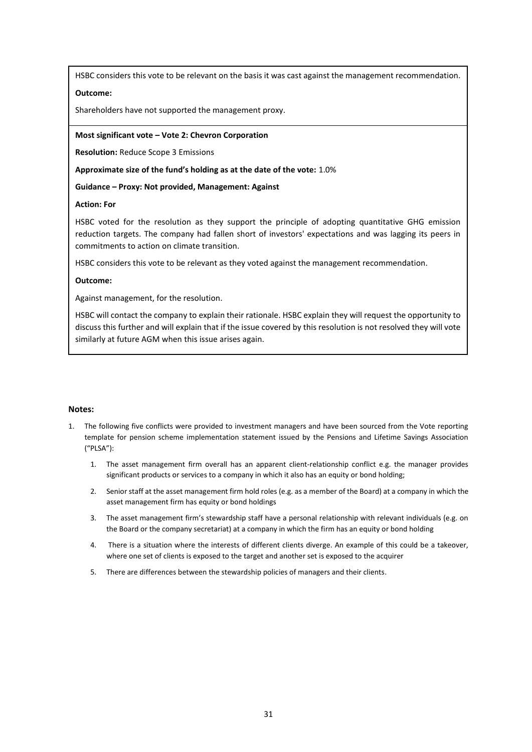HSBC considers this vote to be relevant on the basis it was cast against the management recommendation.

**Outcome:**

Shareholders have not supported the management proxy.

**Most significant vote – Vote 2: Chevron Corporation**

**Resolution:** Reduce Scope 3 Emissions

**Approximate size of the fund's holding as at the date of the vote:** 1.0%

**Guidance – Proxy: Not provided, Management: Against**

**Action: For**

HSBC voted for the resolution as they support the principle of adopting quantitative GHG emission reduction targets. The company had fallen short of investors' expectations and was lagging its peers in commitments to action on climate transition.

HSBC considers this vote to be relevant as they voted against the management recommendation.

**Outcome:**

Against management, for the resolution.

HSBC will contact the company to explain their rationale. HSBC explain they will request the opportunity to discuss this further and will explain that if the issue covered by this resolution is not resolved they will vote similarly at future AGM when this issue arises again.

**Notes:**

1. The following five conflicts were provided to investment managers and have been sourced from the Vote reporting template for pension scheme implementation statement issued by the Pensions and Lifetime Savings Association ("PLSA"):
    1. The asset management firm overall has an apparent client-relationship conflict e.g. the manager provides significant products or services to a company in which it also has an equity or bond holding;
    2. Senior staff at the asset management firm hold roles (e.g. as a member of the Board) at a company in which the asset management firm has equity or bond holdings
    3. The asset management firm's stewardship staff have a personal relationship with relevant individuals (e.g. on the Board or the company secretariat) at a company in which the firm has an equity or bond holding
    4. There is a situation where the interests of different clients diverge. An example of this could be a takeover, where one set of clients is exposed to the target and another set is exposed to the acquirer
    5. There are differences between the stewardship policies of managers and their clients.